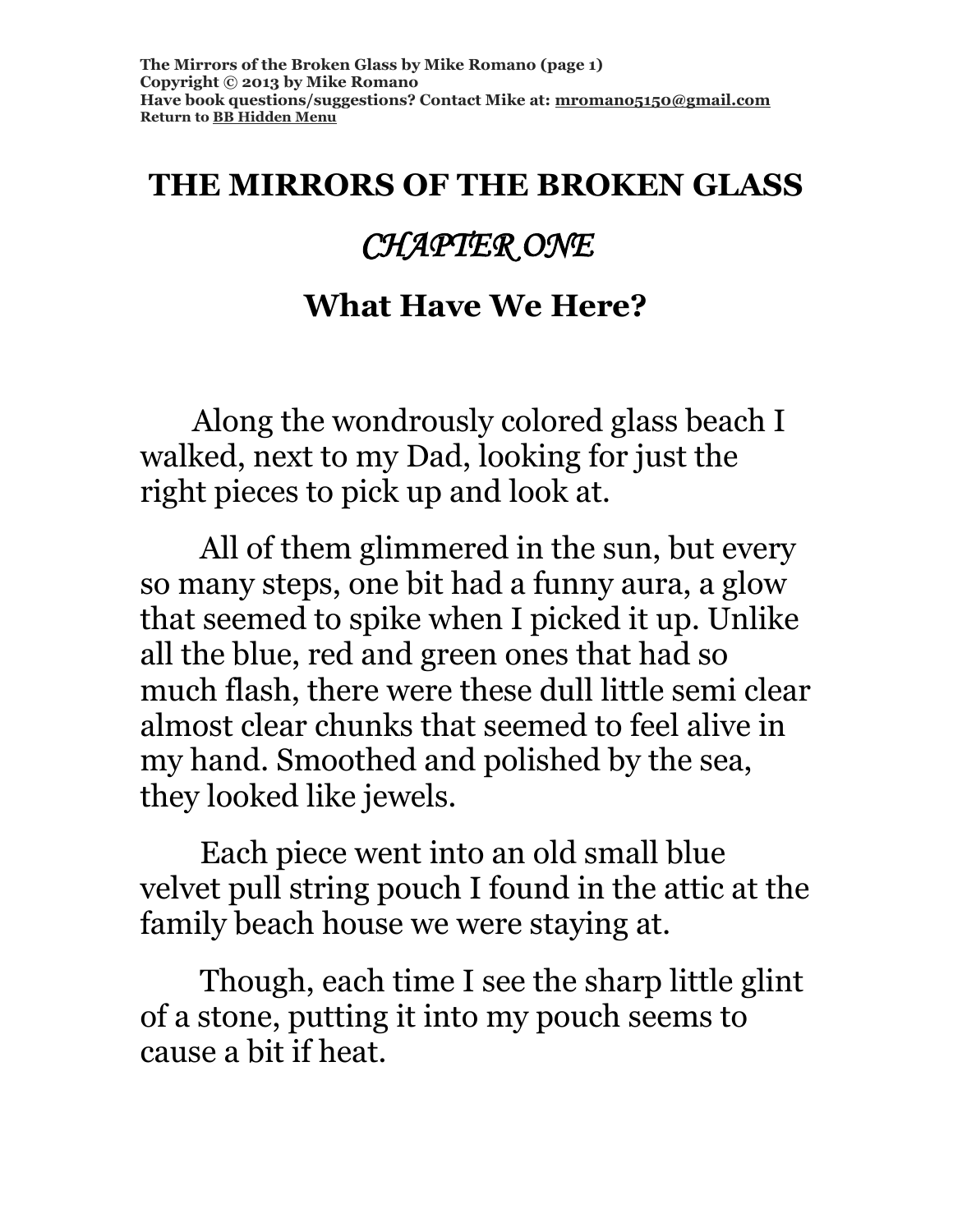# THE MIRRORS OF THE BROKEN GLASS

## *CHAPTER ONE*

## What Have We Here?

Along the wondrously colored glass beach I walked, next to my Dad, looking for just the right pieces to pick up and look at.

All of them glimmered in the sun, but every so many steps, one bit had a funny aura, a glow that seemed to spike when I picked it up. Unlike all the blue, red and green ones that had so much flash, there were these dull little semi clear almost clear chunks that seemed to feel alive in my hand. Smoothed and polished by the sea, they looked like jewels.

Each piece went into an old small blue velvet pull string pouch I found in the attic at the family beach house we were staying at.

Though, each time I see the sharp little glint of a stone, putting it into my pouch seems to cause a bit if heat.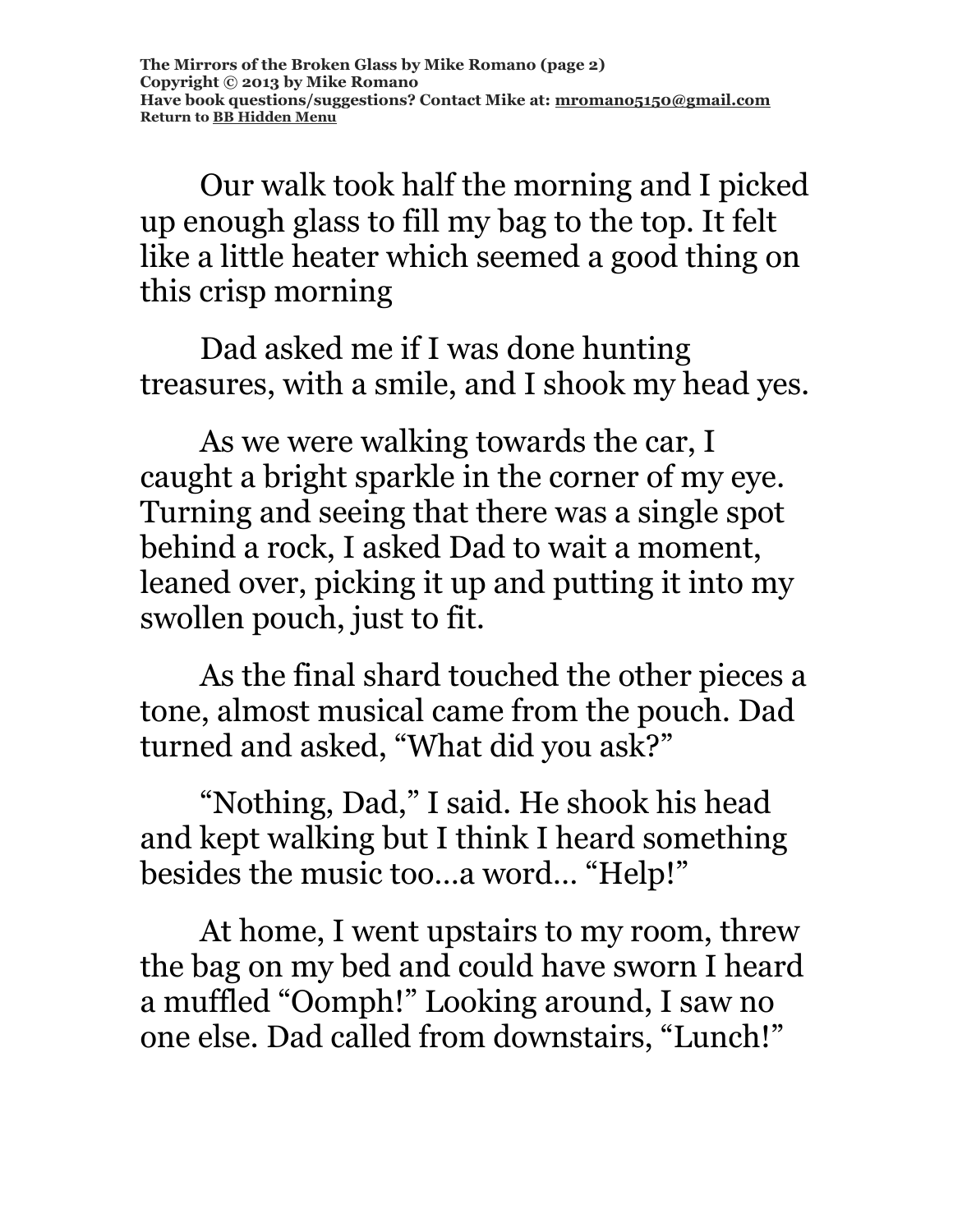Our walk took half the morning and I picked up enough glass to fill my bag to the top. It felt like a little heater which seemed a good thing on this crisp morning

Dad asked me if I was done hunting treasures, with a smile, and I shook my head yes.

As we were walking towards the car, I caught a bright sparkle in the corner of my eye. Turning and seeing that there was a single spot behind a rock, I asked Dad to wait a moment, leaned over, picking it up and putting it into my swollen pouch, just to fit.

As the final shard touched the other pieces a tone, almost musical came from the pouch. Dad turned and asked, “What did you ask?”

“Nothing, Dad,” I said. He shook his head and kept walking but I think I heard something besides the music too…a word… “Help!”

At home, I went upstairs to my room, threw the bag on my bed and could have sworn I heard a muffled “Oomph!” Looking around, I saw no one else. Dad called from downstairs, “Lunch!”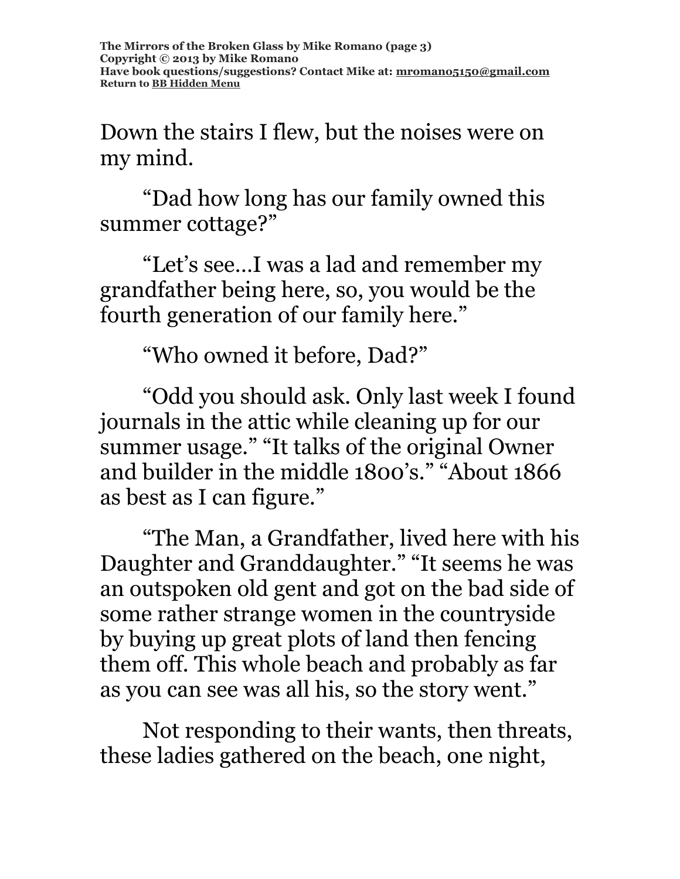Down the stairs I flew, but the noises were on my mind.

"Dad how long has our family owned this summer cottage?"

"Let's see…I was a lad and remember my grandfather being here, so, you would be the fourth generation of our family here."

"Who owned it before, Dad?"

"Odd you should ask. Only last week I found journals in the attic while cleaning up for our summer usage." "It talks of the original Owner and builder in the middle 1800's." "About 1866 as best as I can figure."

"The Man, a Grandfather, lived here with his Daughter and Granddaughter." "It seems he was an outspoken old gent and got on the bad side of some rather strange women in the countryside by buying up great plots of land then fencing them off. This whole beach and probably as far as you can see was all his, so the story went."

Not responding to their wants, then threats, these ladies gathered on the beach, one night,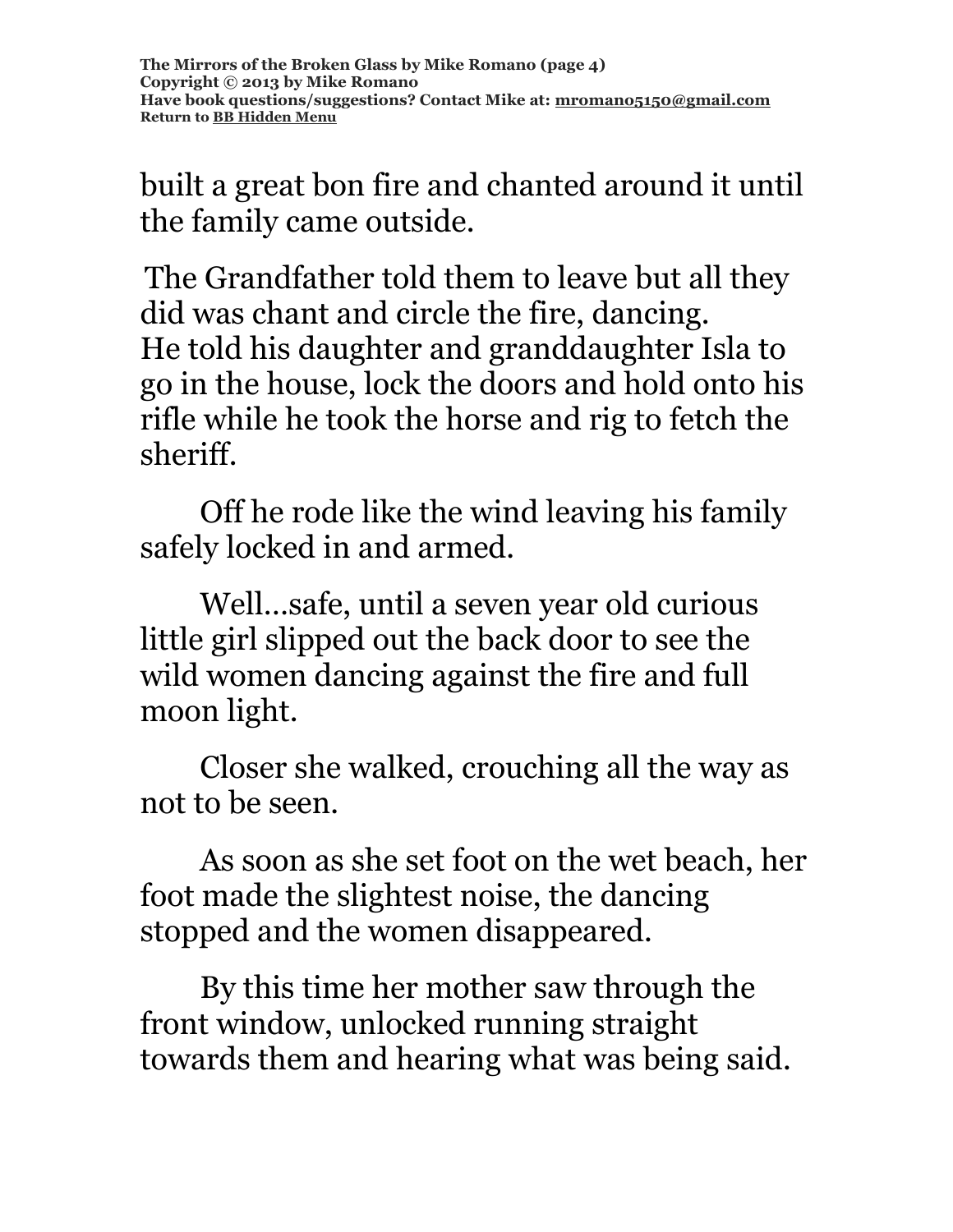built a great bon fire and chanted around it until the family came outside.

The Grandfather told them to leave but all they did was chant and circle the fire, dancing. He told his daughter and granddaughter Isla to go in the house, lock the doors and hold onto his rifle while he took the horse and rig to fetch the sheriff.

Off he rode like the wind leaving his family safely locked in and armed.

Well…safe, until a seven year old curious little girl slipped out the back door to see the wild women dancing against the fire and full moon light.

Closer she walked, crouching all the way as not to be seen.

As soon as she set foot on the wet beach, her foot made the slightest noise, the dancing stopped and the women disappeared.

By this time her mother saw through the front window, unlocked running straight towards them and hearing what was being said.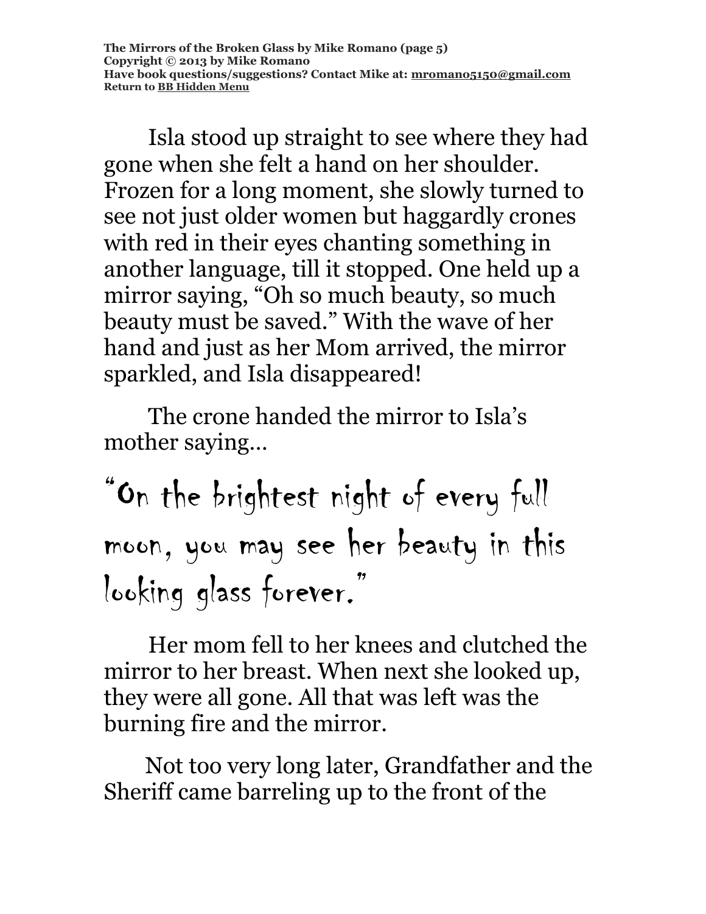Isla stood up straight to see where they had gone when she felt a hand on her shoulder. Frozen for a long moment, she slowly turned to see not just older women but haggardly crones with red in their eyes chanting something in another language, till it stopped. One held up a mirror saying, “Oh so much beauty, so much beauty must be saved.” With the wave of her hand and just as her Mom arrived, the mirror sparkled, and Isla disappeared!

The crone handed the mirror to Isla’s mother saying…

“On the brightest night of every full moon, you may see her beauty in this looking glass forever.”

Her mom fell to her knees and clutched the mirror to her breast. When next she looked up, they were all gone. All that was left was the burning fire and the mirror.

Not too very long later, Grandfather and the Sheriff came barreling up to the front of the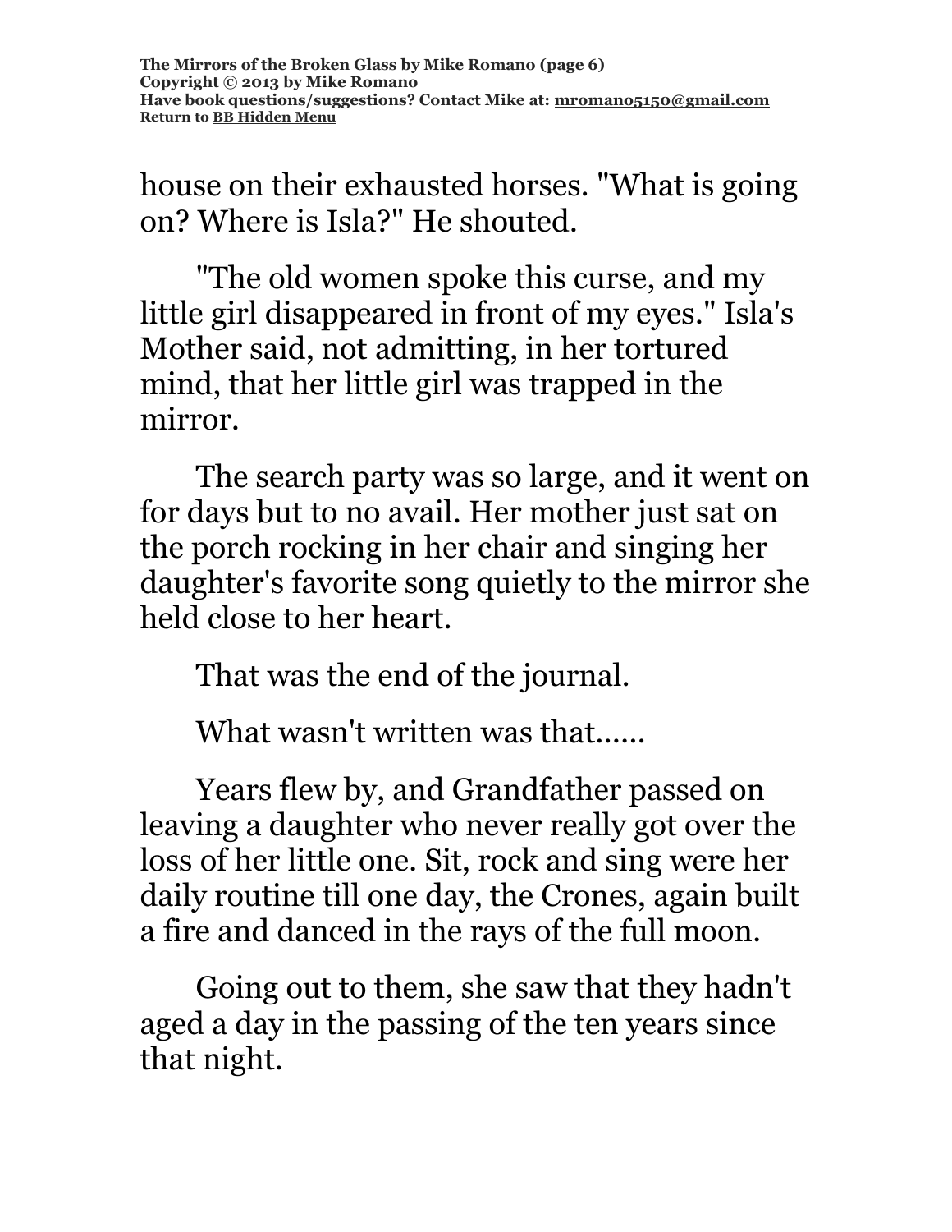house on their exhausted horses. "What is going on? Where is Isla?" He shouted.

"The old women spoke this curse, and my little girl disappeared in front of my eyes." Isla's Mother said, not admitting, in her tortured mind, that her little girl was trapped in the mirror.

The search party was so large, and it went on for days but to no avail. Her mother just sat on the porch rocking in her chair and singing her daughter's favorite song quietly to the mirror she held close to her heart.

That was the end of the journal.

What wasn't written was that......

Years flew by, and Grandfather passed on leaving a daughter who never really got over the loss of her little one. Sit, rock and sing were her daily routine till one day, the Crones, again built a fire and danced in the rays of the full moon.

Going out to them, she saw that they hadn't aged a day in the passing of the ten years since that night.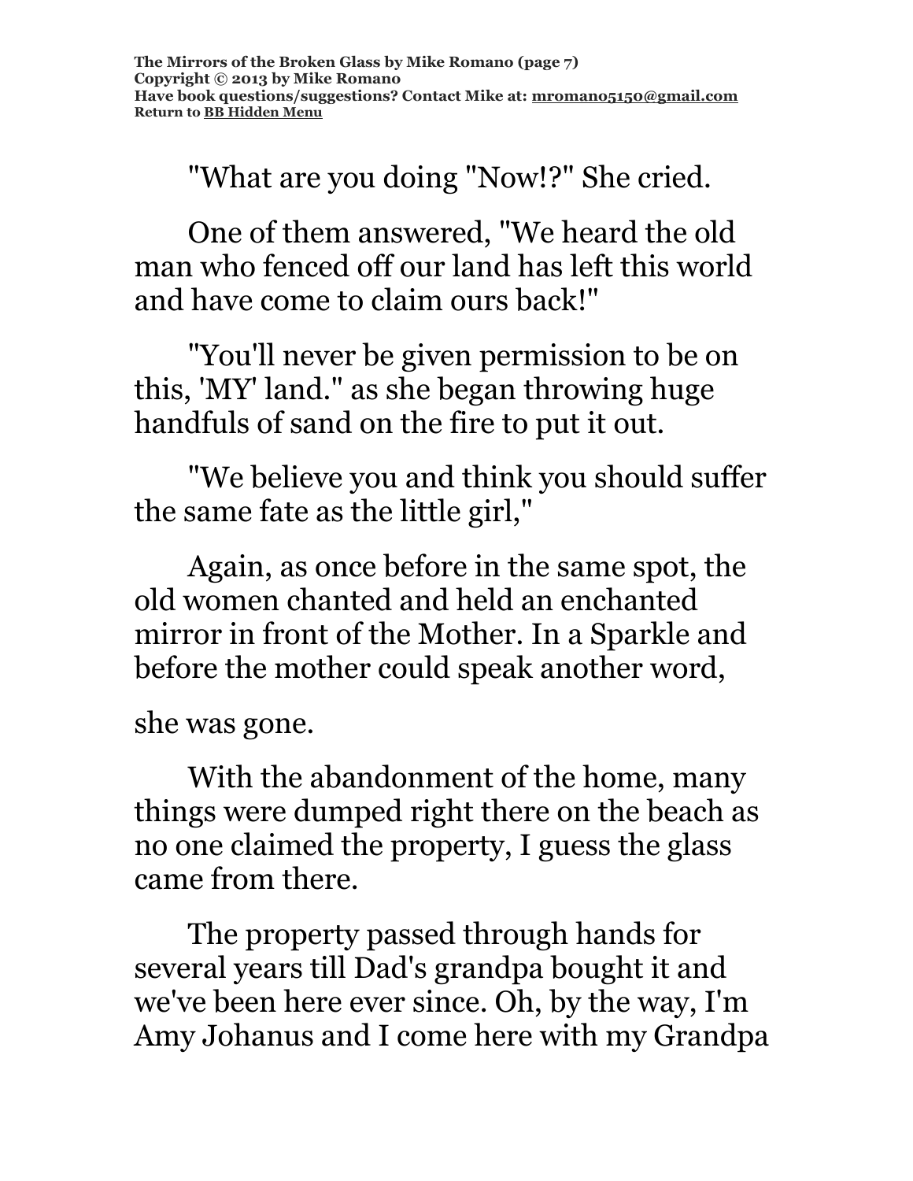"What are you doing "Now!?" She cried.

One of them answered, "We heard the old man who fenced off our land has left this world and have come to claim ours back!"

"You'll never be given permission to be on this, 'MY' land." as she began throwing huge handfuls of sand on the fire to put it out.

"We believe you and think you should suffer the same fate as the little girl,"

Again, as once before in the same spot, the old women chanted and held an enchanted mirror in front of the Mother. In a Sparkle and before the mother could speak another word,

she was gone.

With the abandonment of the home, many things were dumped right there on the beach as no one claimed the property, I guess the glass came from there.

The property passed through hands for several years till Dad's grandpa bought it and we've been here ever since. Oh, by the way, I'm Amy Johanus and I come here with my Grandpa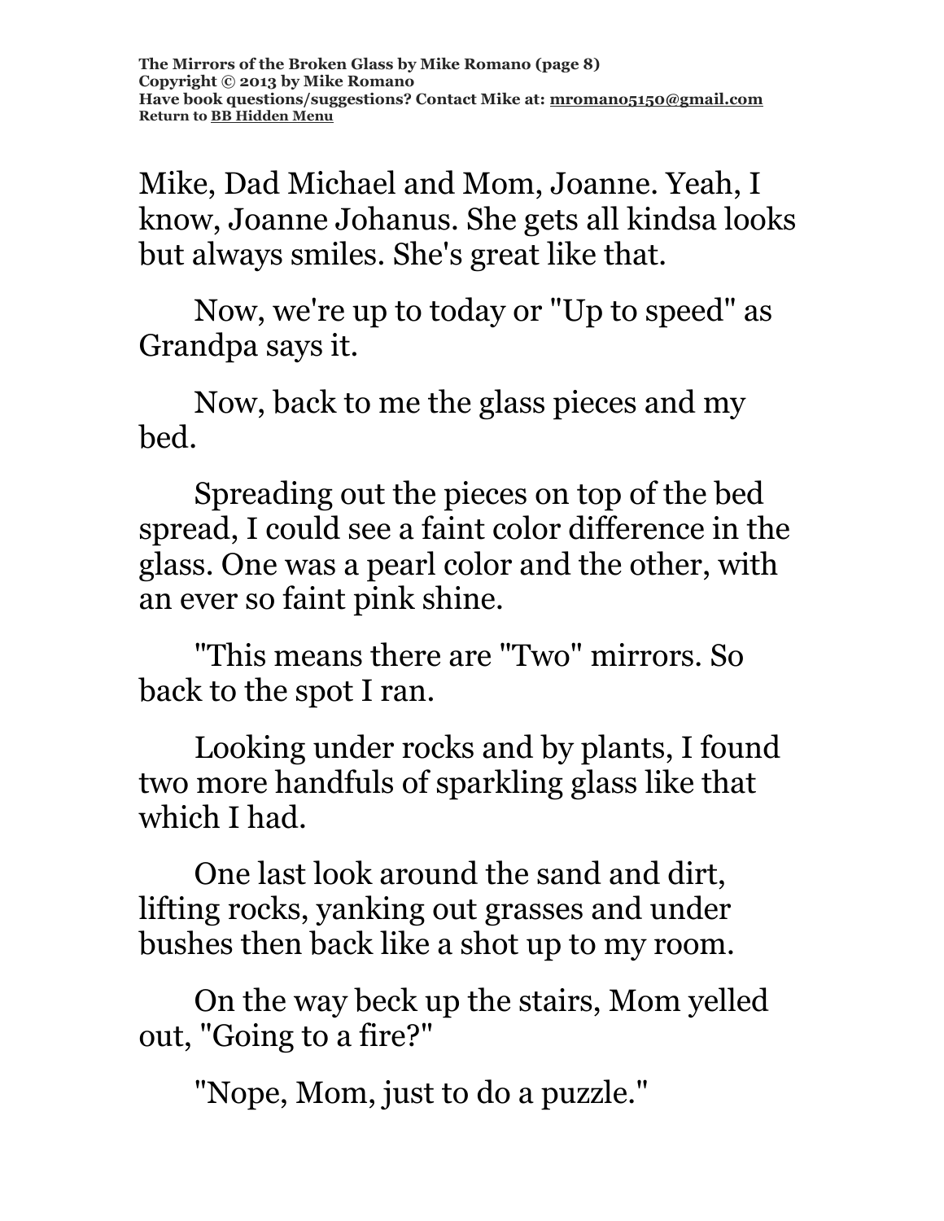Mike, Dad Michael and Mom, Joanne. Yeah, I know, Joanne Johanus. She gets all kindsa looks but always smiles. She's great like that.

Now, we're up to today or "Up to speed" as Grandpa says it.

Now, back to me the glass pieces and my bed.

Spreading out the pieces on top of the bed spread, I could see a faint color difference in the glass. One was a pearl color and the other, with an ever so faint pink shine.

"This means there are "Two" mirrors. So back to the spot I ran.

Looking under rocks and by plants, I found two more handfuls of sparkling glass like that which I had.

One last look around the sand and dirt, lifting rocks, yanking out grasses and under bushes then back like a shot up to my room.

On the way beck up the stairs, Mom yelled out, "Going to a fire?"

"Nope, Mom, just to do a puzzle."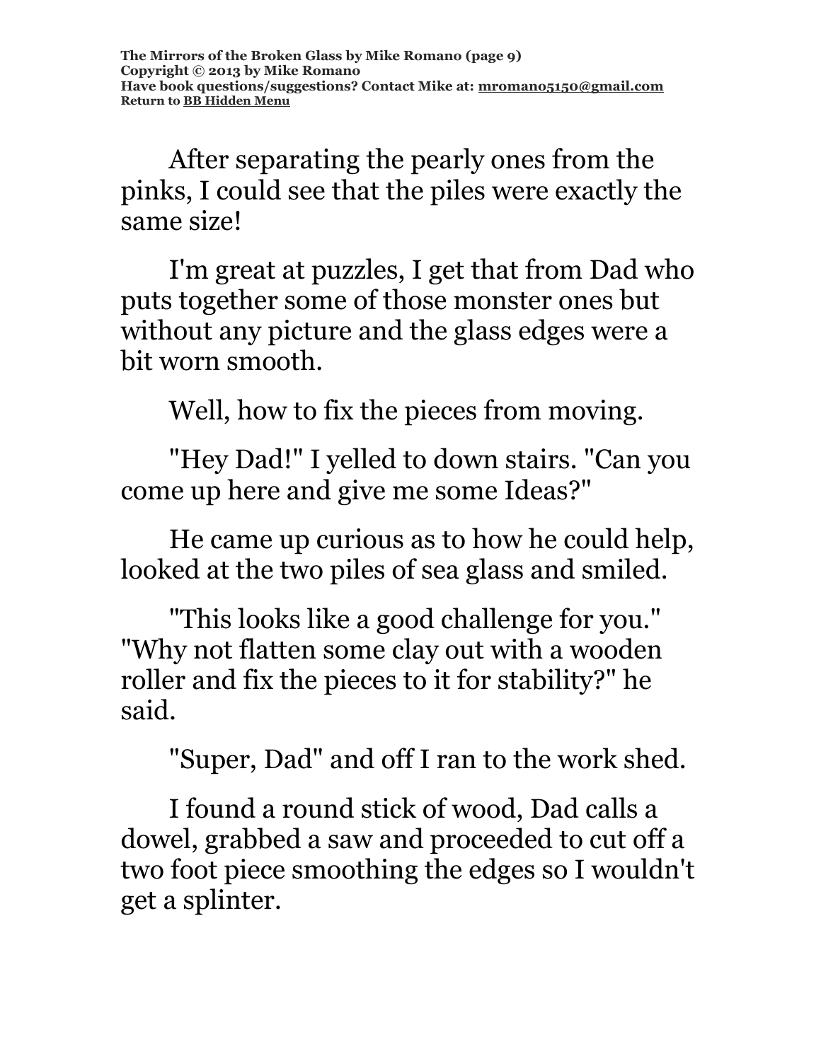After separating the pearly ones from the pinks, I could see that the piles were exactly the same size!

I'm great at puzzles, I get that from Dad who puts together some of those monster ones but without any picture and the glass edges were a bit worn smooth.

Well, how to fix the pieces from moving.

"Hey Dad!" I yelled to down stairs. "Can you come up here and give me some Ideas?"

He came up curious as to how he could help, looked at the two piles of sea glass and smiled.

"This looks like a good challenge for you." "Why not flatten some clay out with a wooden roller and fix the pieces to it for stability?" he said.

"Super, Dad" and off I ran to the work shed.

I found a round stick of wood, Dad calls a dowel, grabbed a saw and proceeded to cut off a two foot piece smoothing the edges so I wouldn't get a splinter.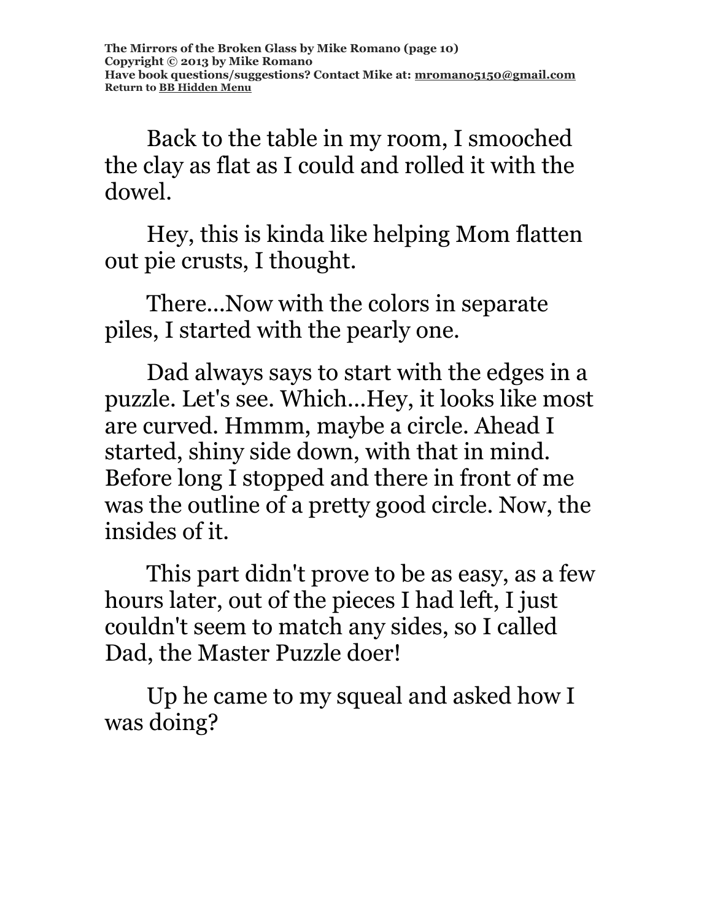Back to the table in my room, I smooched the clay as flat as I could and rolled it with the dowel.

Hey, this is kinda like helping Mom flatten out pie crusts, I thought.

There...Now with the colors in separate piles, I started with the pearly one.

Dad always says to start with the edges in a puzzle. Let's see. Which...Hey, it looks like most are curved. Hmmm, maybe a circle. Ahead I started, shiny side down, with that in mind. Before long I stopped and there in front of me was the outline of a pretty good circle. Now, the insides of it.

This part didn't prove to be as easy, as a few hours later, out of the pieces I had left, I just couldn't seem to match any sides, so I called Dad, the Master Puzzle doer!

Up he came to my squeal and asked how I was doing?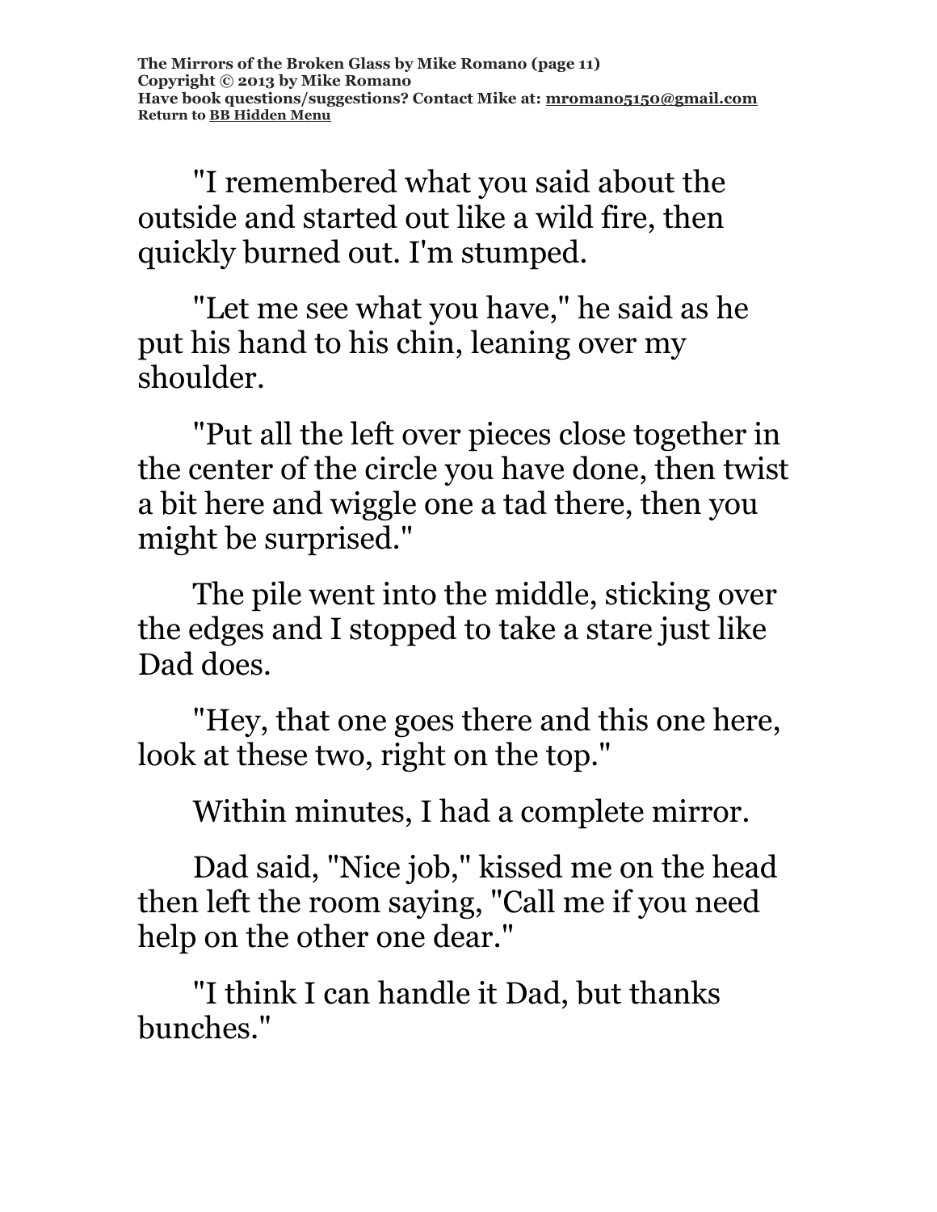"I remembered what you said about the outside and started out like a wild fire, then quickly burned out. I'm stumped.

"Let me see what you have," he said as he put his hand to his chin, leaning over my shoulder.

"Put all the left over pieces close together in the center of the circle you have done, then twist a bit here and wiggle one a tad there, then you might be surprised."

The pile went into the middle, sticking over the edges and I stopped to take a stare just like Dad does.

"Hey, that one goes there and this one here, look at these two, right on the top."

Within minutes, I had a complete mirror.

Dad said, "Nice job," kissed me on the head then left the room saying, "Call me if you need help on the other one dear."

"I think I can handle it Dad, but thanks bunches."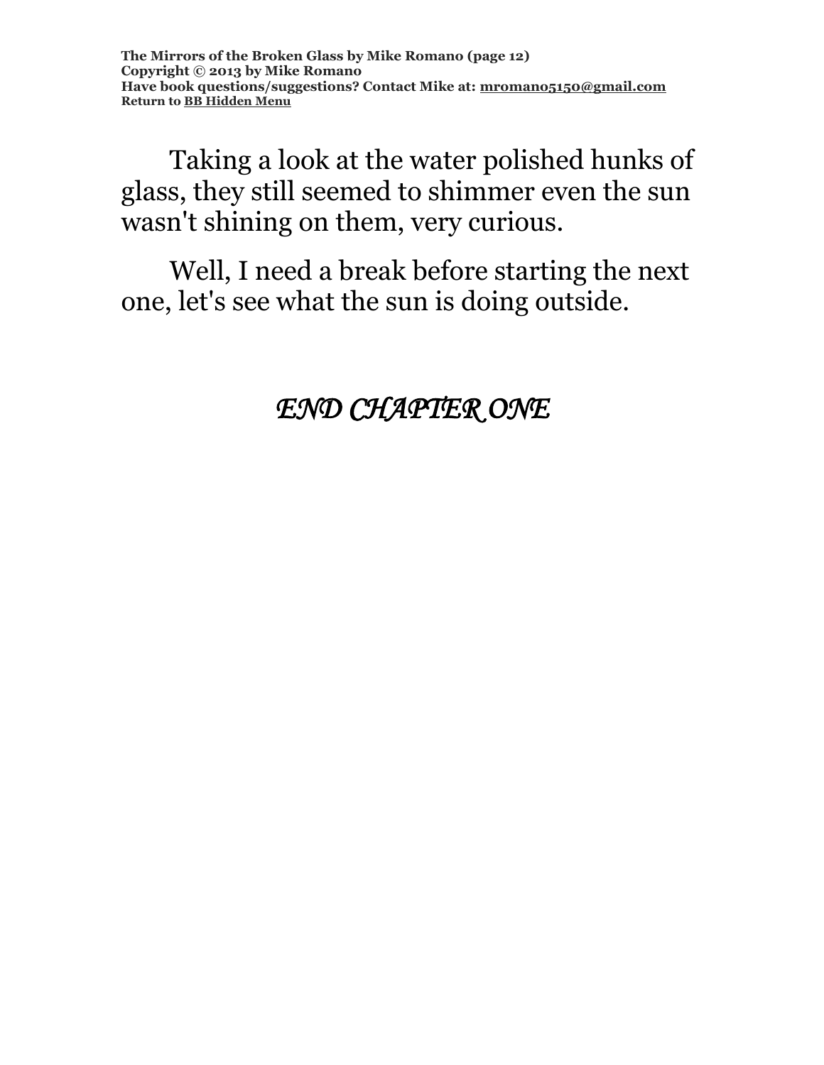Taking a look at the water polished hunks of glass, they still seemed to shimmer even the sun wasn't shining on them, very curious.

Well, I need a break before starting the next one, let's see what the sun is doing outside.

*END CHAPTER ONE*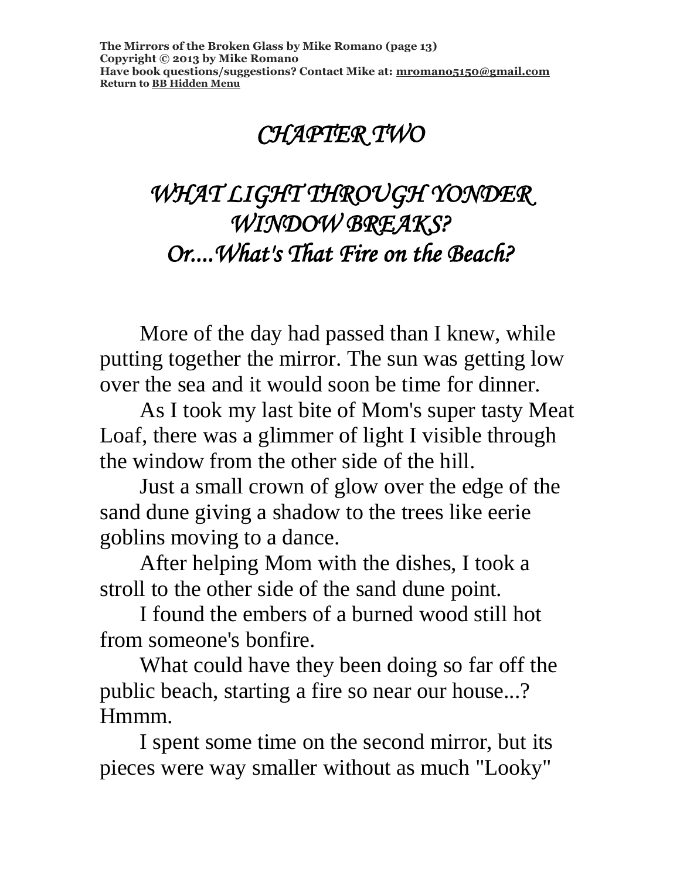# *CHAPTER TWO*

## *WHAT LIGHT THROUGH YONDER WINDOW BREAKS?*
## *Or....What's That Fire on the Beach?*

More of the day had passed than I knew, while putting together the mirror. The sun was getting low over the sea and it would soon be time for dinner.

As I took my last bite of Mom's super tasty Meat Loaf, there was a glimmer of light I visible through the window from the other side of the hill.

Just a small crown of glow over the edge of the sand dune giving a shadow to the trees like eerie goblins moving to a dance.

After helping Mom with the dishes, I took a stroll to the other side of the sand dune point.

I found the embers of a burned wood still hot from someone's bonfire.

What could have they been doing so far off the public beach, starting a fire so near our house...? Hmmm.

I spent some time on the second mirror, but its pieces were way smaller without as much "Looky"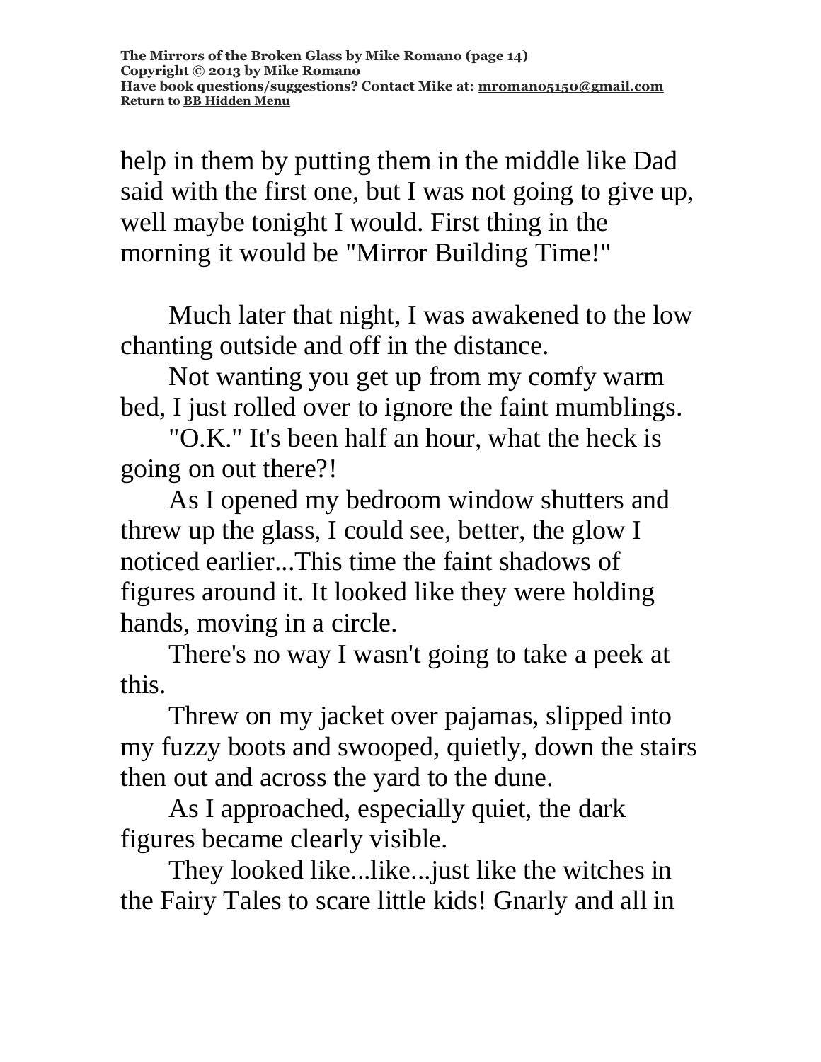help in them by putting them in the middle like Dad said with the first one, but I was not going to give up, well maybe tonight I would. First thing in the morning it would be "Mirror Building Time!"

Much later that night, I was awakened to the low chanting outside and off in the distance.

Not wanting you get up from my comfy warm bed, I just rolled over to ignore the faint mumblings.

"O.K." It's been half an hour, what the heck is going on out there?!

As I opened my bedroom window shutters and threw up the glass, I could see, better, the glow I noticed earlier...This time the faint shadows of figures around it. It looked like they were holding hands, moving in a circle.

There's no way I wasn't going to take a peek at this.

Threw on my jacket over pajamas, slipped into my fuzzy boots and swooped, quietly, down the stairs then out and across the yard to the dune.

As I approached, especially quiet, the dark figures became clearly visible.

They looked like...like...just like the witches in the Fairy Tales to scare little kids! Gnarly and all in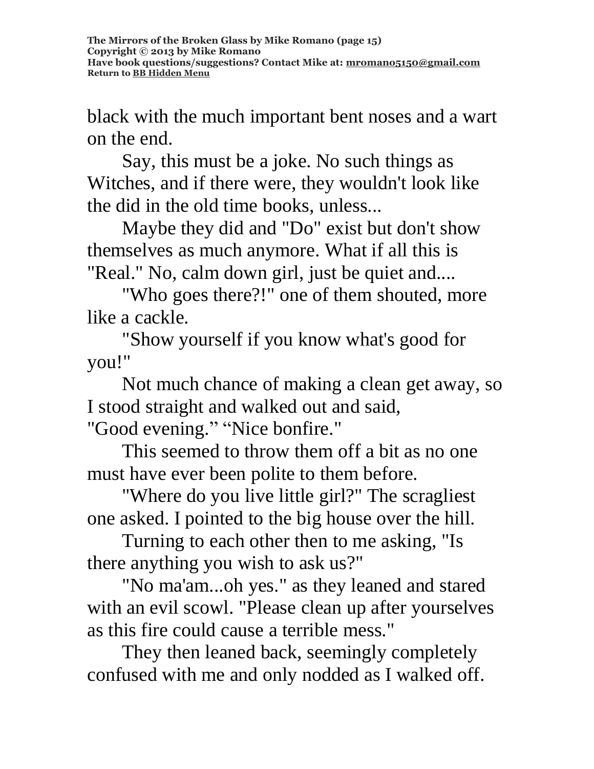black with the much important bent noses and a wart on the end.

Say, this must be a joke. No such things as Witches, and if there were, they wouldn't look like the did in the old time books, unless...

Maybe they did and "Do" exist but don't show themselves as much anymore. What if all this is "Real." No, calm down girl, just be quiet and....

"Who goes there?!" one of them shouted, more like a cackle.

"Show yourself if you know what's good for you!"

Not much chance of making a clean get away, so I stood straight and walked out and said,
"Good evening." "Nice bonfire."

This seemed to throw them off a bit as no one must have ever been polite to them before.

"Where do you live little girl?" The scragliest one asked. I pointed to the big house over the hill.

Turning to each other then to me asking, "Is there anything you wish to ask us?"

"No ma'am...oh yes." as they leaned and stared with an evil scowl. "Please clean up after yourselves as this fire could cause a terrible mess."

They then leaned back, seemingly completely confused with me and only nodded as I walked off.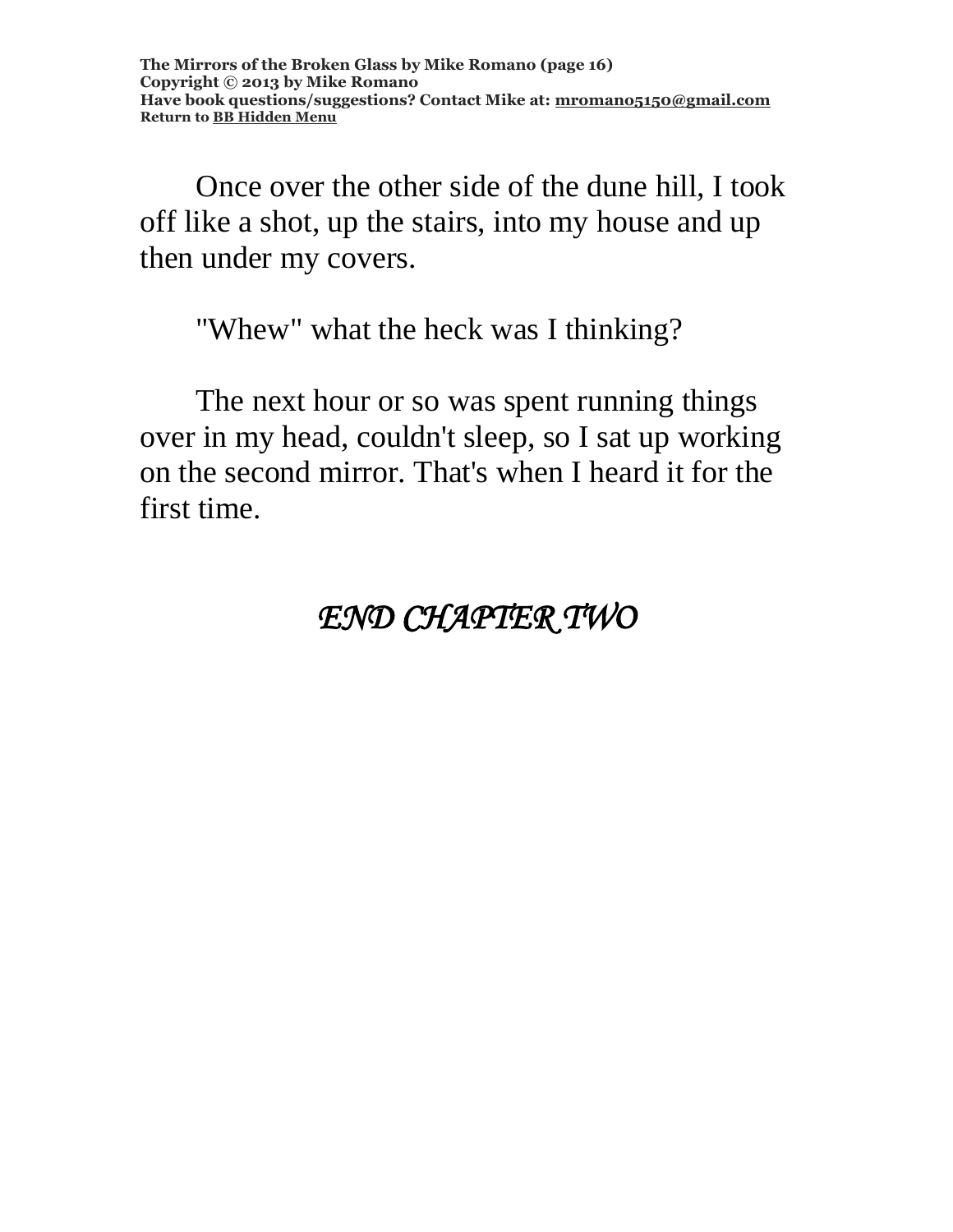Once over the other side of the dune hill, I took off like a shot, up the stairs, into my house and up then under my covers.

"Whew" what the heck was I thinking?

The next hour or so was spent running things over in my head, couldn't sleep, so I sat up working on the second mirror. That's when I heard it for the first time.

*END CHAPTER TWO*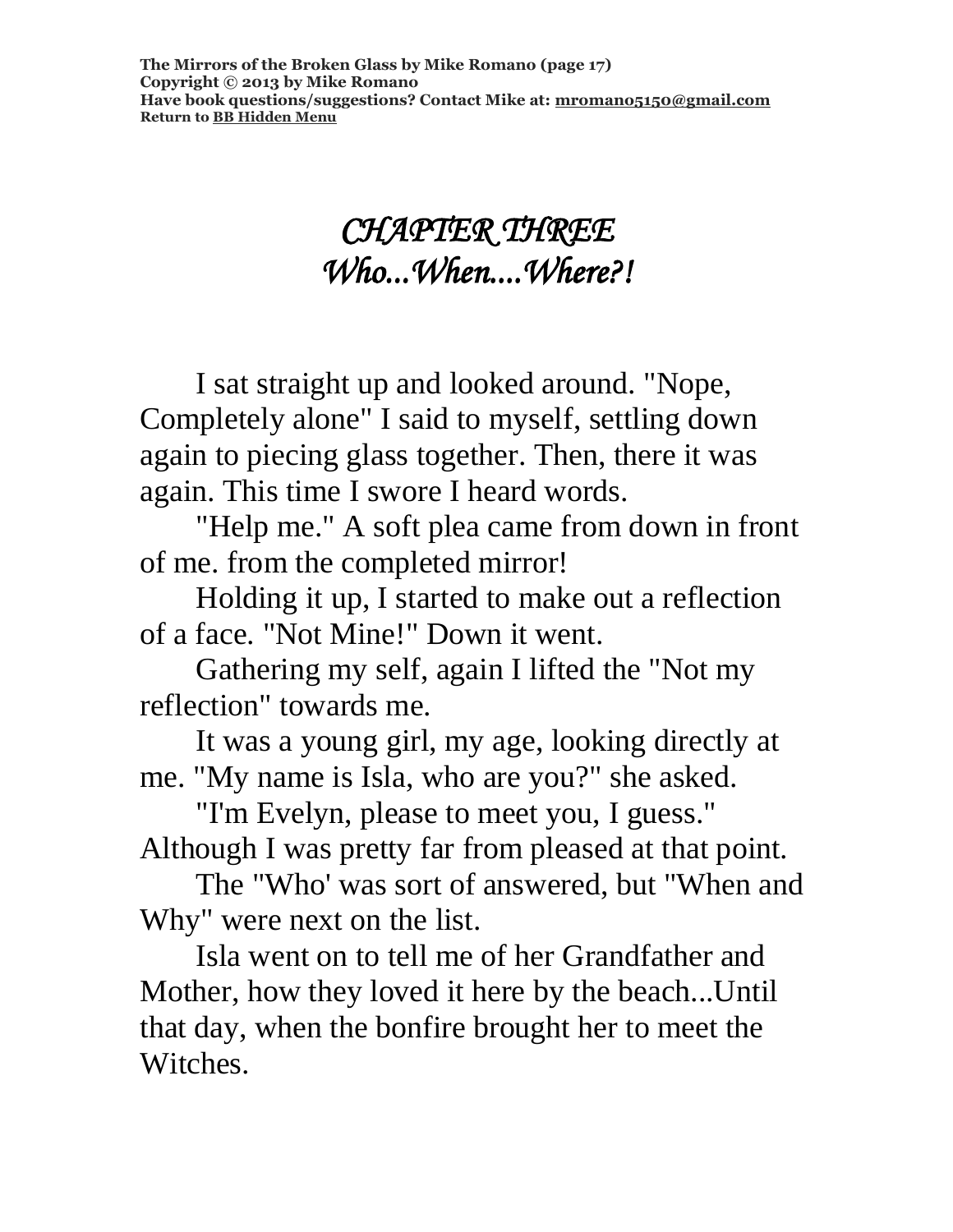# *CHAPTER THREE*
# *Who...When....Where?!*

I sat straight up and looked around. "Nope, Completely alone" I said to myself, settling down again to piecing glass together. Then, there it was again. This time I swore I heard words.

"Help me." A soft plea came from down in front of me. from the completed mirror!

Holding it up, I started to make out a reflection of a face. "Not Mine!" Down it went.

Gathering my self, again I lifted the "Not my reflection" towards me.

It was a young girl, my age, looking directly at me. "My name is Isla, who are you?" she asked.

"I'm Evelyn, please to meet you, I guess." Although I was pretty far from pleased at that point.

The "Who' was sort of answered, but "When and Why" were next on the list.

Isla went on to tell me of her Grandfather and Mother, how they loved it here by the beach...Until that day, when the bonfire brought her to meet the Witches.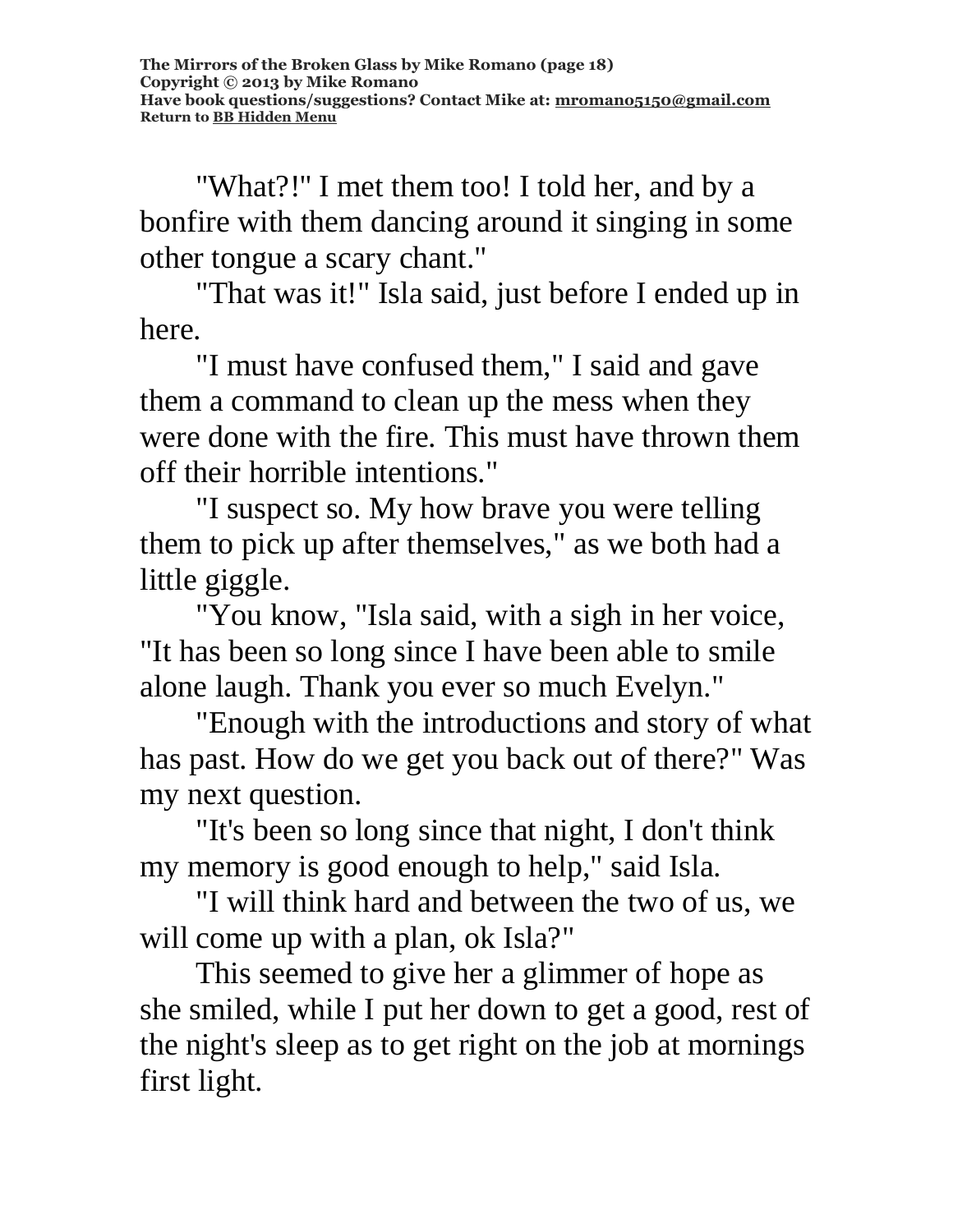"What?!" I met them too! I told her, and by a bonfire with them dancing around it singing in some other tongue a scary chant."

"That was it!" Isla said, just before I ended up in here.

"I must have confused them," I said and gave them a command to clean up the mess when they were done with the fire. This must have thrown them off their horrible intentions."

"I suspect so. My how brave you were telling them to pick up after themselves," as we both had a little giggle.

"You know, "Isla said, with a sigh in her voice, "It has been so long since I have been able to smile alone laugh. Thank you ever so much Evelyn."

"Enough with the introductions and story of what has past. How do we get you back out of there?" Was my next question.

"It's been so long since that night, I don't think my memory is good enough to help," said Isla.

"I will think hard and between the two of us, we will come up with a plan, ok Isla?"

This seemed to give her a glimmer of hope as she smiled, while I put her down to get a good, rest of the night's sleep as to get right on the job at mornings first light.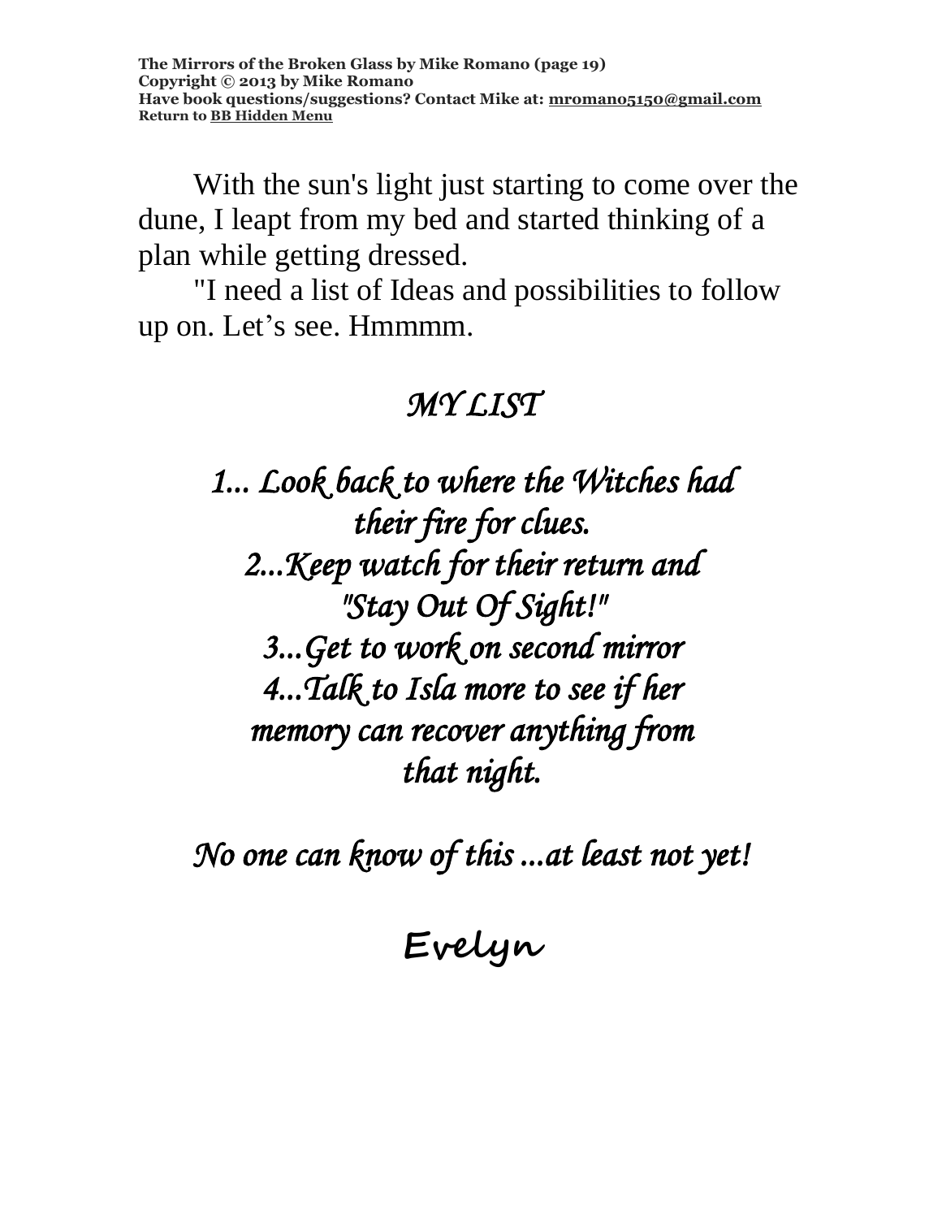With the sun's light just starting to come over the dune, I leapt from my bed and started thinking of a plan while getting dressed.

"I need a list of Ideas and possibilities to follow up on. Let's see. Hmmmm.

*MY LIST*

*1... Look back to where the Witches had their fire for clues.*
*2...Keep watch for their return and "Stay Out Of Sight!"*
*3...Get to work on second mirror*
*4...Talk to Isla more to see if her memory can recover anything from that night.*

*No one can know of this ...at least not yet!*

**Evelyn**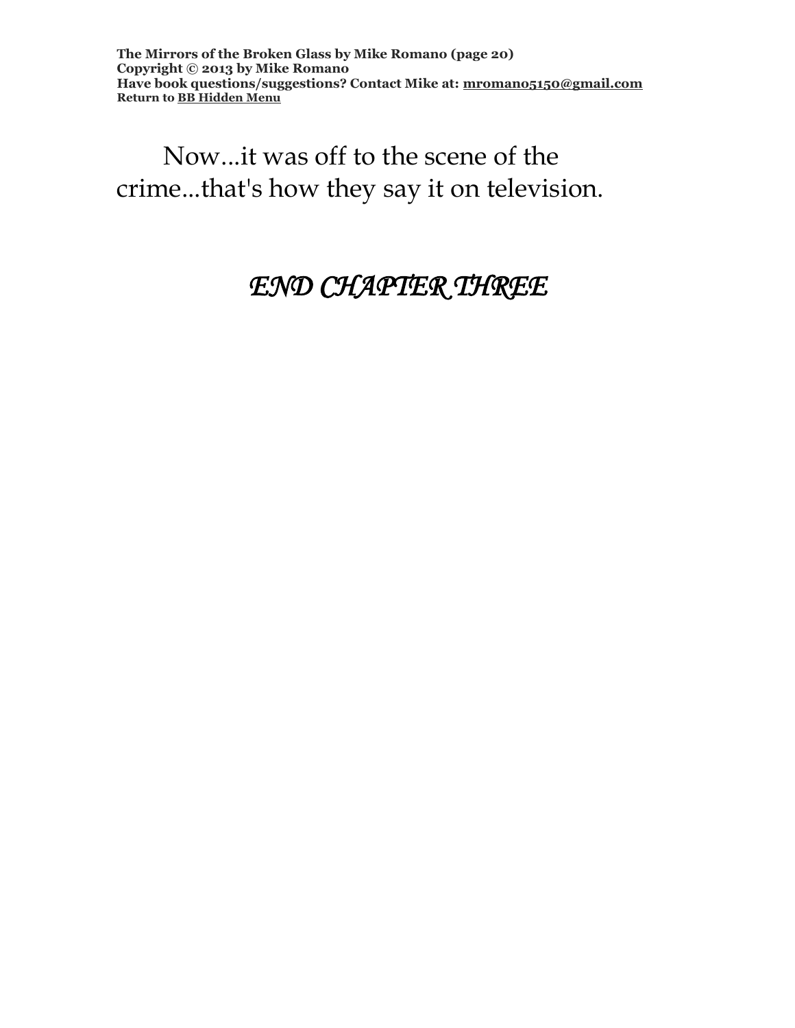Now...it was off to the scene of the crime...that's how they say it on television.

*END CHAPTER THREE*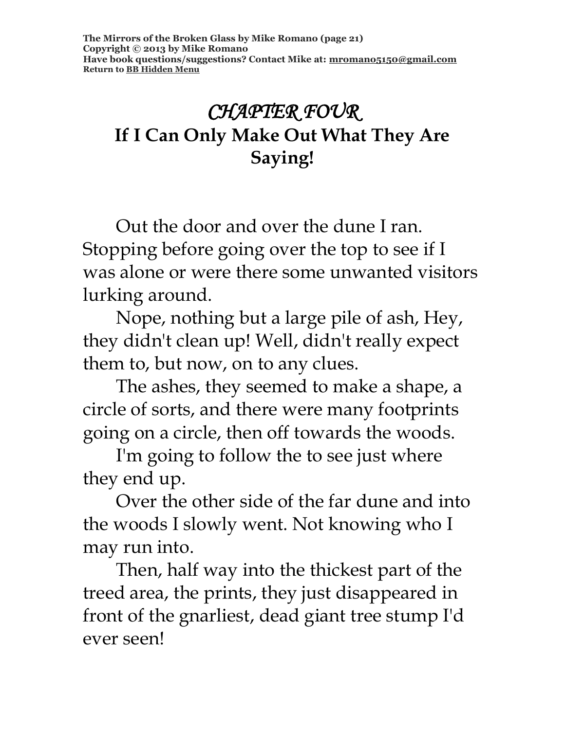# *CHAPTER FOUR*
## If I Can Only Make Out What They Are Saying!

Out the door and over the dune I ran. Stopping before going over the top to see if I was alone or were there some unwanted visitors lurking around.

Nope, nothing but a large pile of ash, Hey, they didn't clean up! Well, didn't really expect them to, but now, on to any clues.

The ashes, they seemed to make a shape, a circle of sorts, and there were many footprints going on a circle, then off towards the woods.

I'm going to follow the to see just where they end up.

Over the other side of the far dune and into the woods I slowly went. Not knowing who I may run into.

Then, half way into the thickest part of the treed area, the prints, they just disappeared in front of the gnarliest, dead giant tree stump I'd ever seen!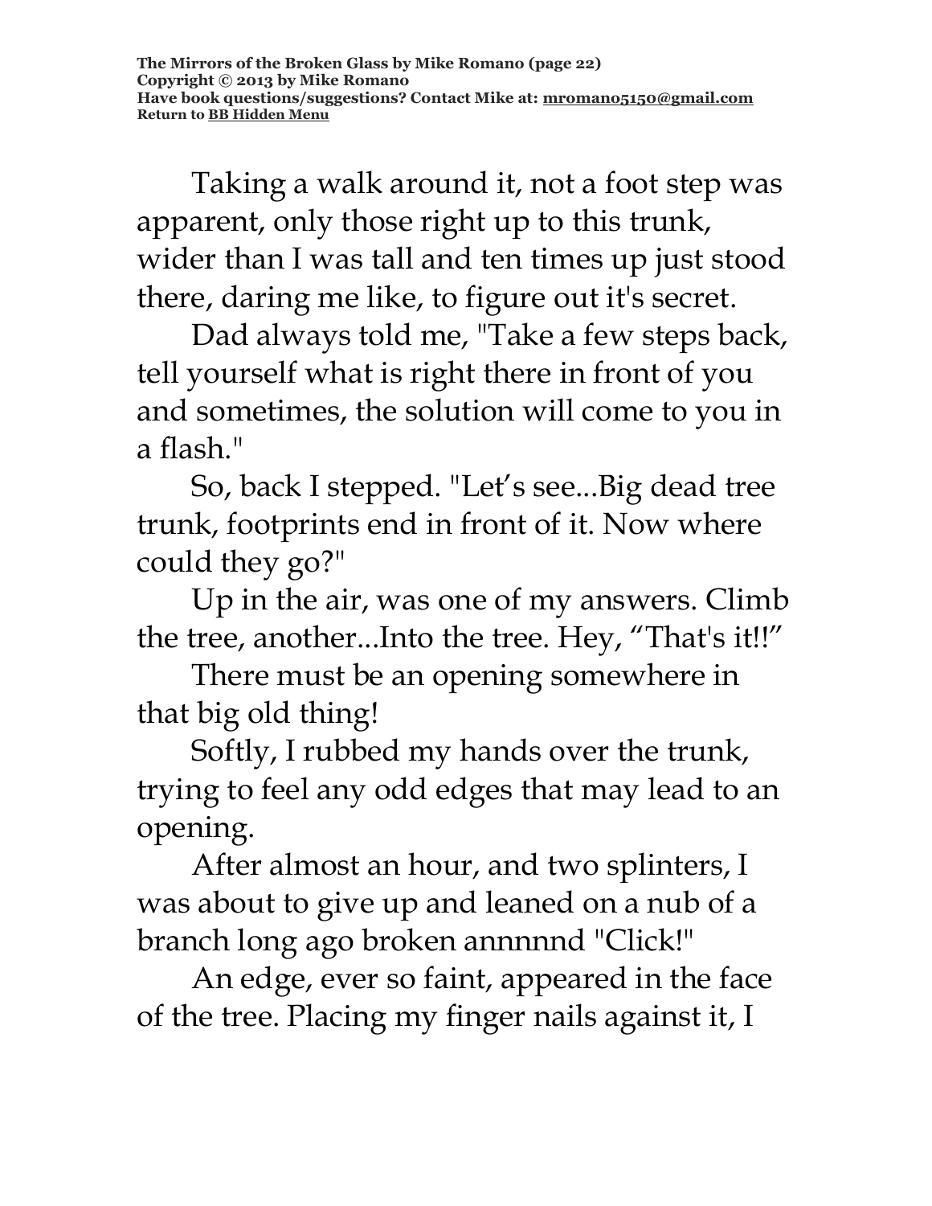Taking a walk around it, not a foot step was apparent, only those right up to this trunk, wider than I was tall and ten times up just stood there, daring me like, to figure out it's secret.

Dad always told me, "Take a few steps back, tell yourself what is right there in front of you and sometimes, the solution will come to you in a flash."

So, back I stepped. "Let’s see...Big dead tree trunk, footprints end in front of it. Now where could they go?"

Up in the air, was one of my answers. Climb the tree, another...Into the tree. Hey, “That's it!!”

There must be an opening somewhere in that big old thing!

Softly, I rubbed my hands over the trunk, trying to feel any odd edges that may lead to an opening.

After almost an hour, and two splinters, I was about to give up and leaned on a nub of a branch long ago broken annnnnd "Click!"

An edge, ever so faint, appeared in the face of the tree. Placing my finger nails against it, I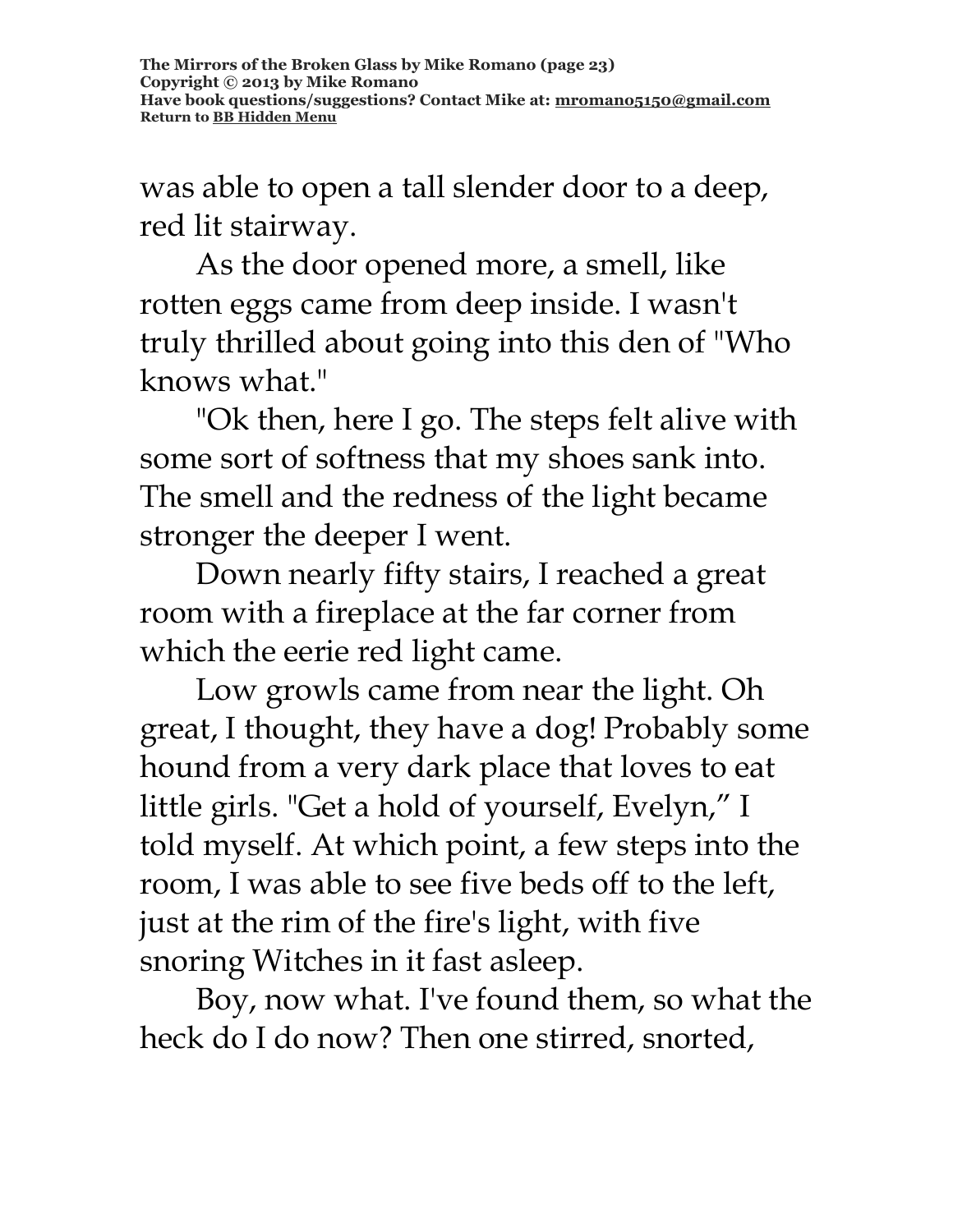was able to open a tall slender door to a deep, red lit stairway.

As the door opened more, a smell, like rotten eggs came from deep inside. I wasn't truly thrilled about going into this den of "Who knows what."

"Ok then, here I go. The steps felt alive with some sort of softness that my shoes sank into. The smell and the redness of the light became stronger the deeper I went.

Down nearly fifty stairs, I reached a great room with a fireplace at the far corner from which the eerie red light came.

Low growls came from near the light. Oh great, I thought, they have a dog! Probably some hound from a very dark place that loves to eat little girls. "Get a hold of yourself, Evelyn," I told myself. At which point, a few steps into the room, I was able to see five beds off to the left, just at the rim of the fire's light, with five snoring Witches in it fast asleep.

Boy, now what. I've found them, so what the heck do I do now? Then one stirred, snorted,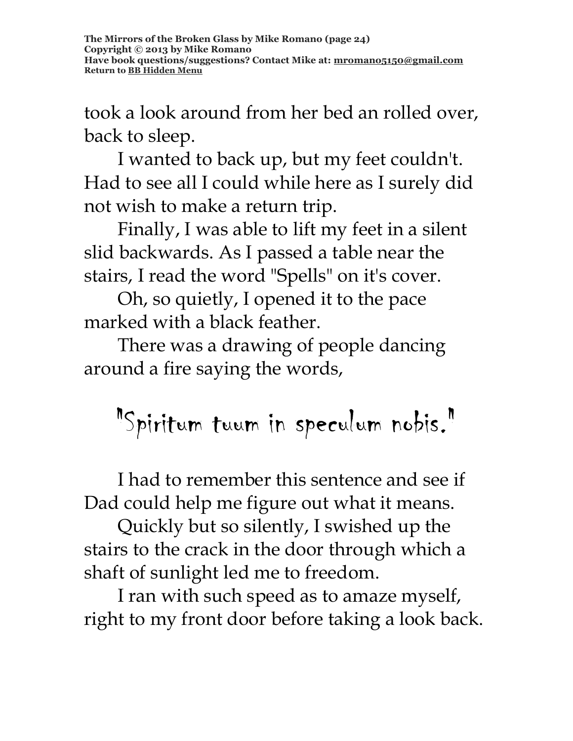took a look around from her bed an rolled over, back to sleep.

I wanted to back up, but my feet couldn't. Had to see all I could while here as I surely did not wish to make a return trip.

Finally, I was able to lift my feet in a silent slid backwards. As I passed a table near the stairs, I read the word "Spells" on it's cover.

Oh, so quietly, I opened it to the pace marked with a black feather.

There was a drawing of people dancing around a fire saying the words,

"Spiritum tuum in speculum nobis."

I had to remember this sentence and see if Dad could help me figure out what it means.

Quickly but so silently, I swished up the stairs to the crack in the door through which a shaft of sunlight led me to freedom.

I ran with such speed as to amaze myself, right to my front door before taking a look back.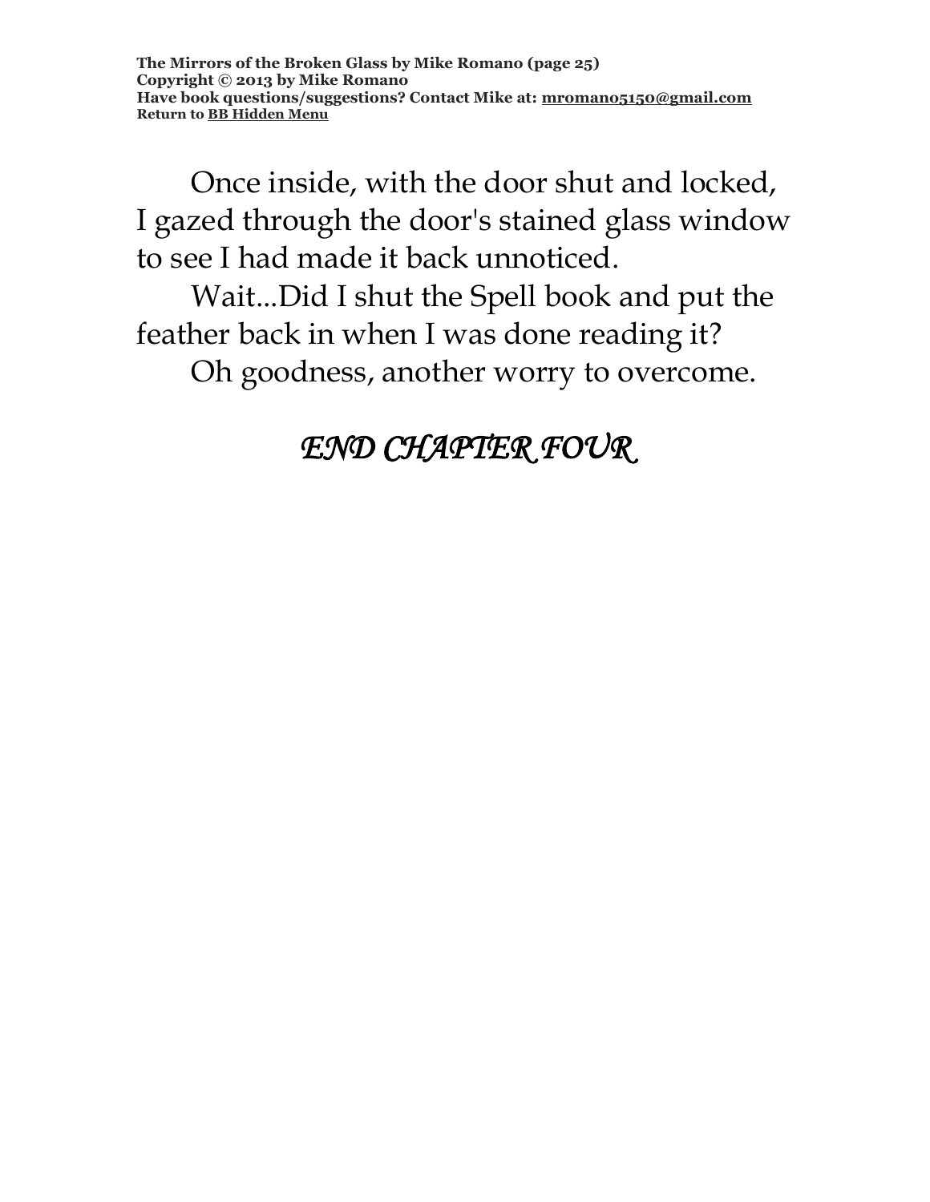Once inside, with the door shut and locked, I gazed through the door's stained glass window to see I had made it back unnoticed.

Wait...Did I shut the Spell book and put the feather back in when I was done reading it?

Oh goodness, another worry to overcome.

*END CHAPTER FOUR*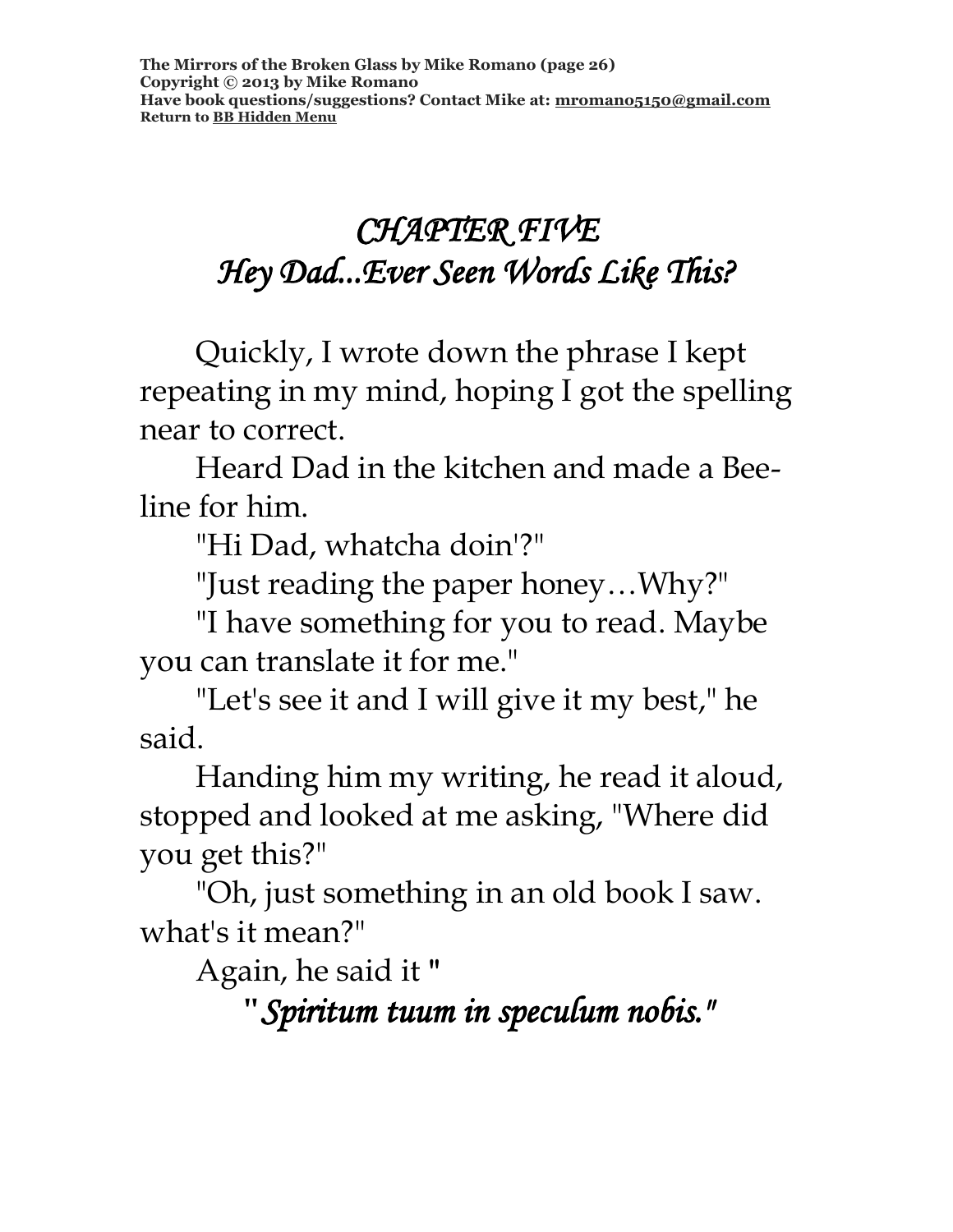# *CHAPTER FIVE*
# *Hey Dad...Ever Seen Words Like This?*

Quickly, I wrote down the phrase I kept repeating in my mind, hoping I got the spelling near to correct.

Heard Dad in the kitchen and made a Bee-line for him.

"Hi Dad, whatcha doin'?"

"Just reading the paper honey…Why?"

"I have something for you to read. Maybe you can translate it for me."

"Let's see it and I will give it my best," he said.

Handing him my writing, he read it aloud, stopped and looked at me asking, "Where did you get this?"

"Oh, just something in an old book I saw. what's it mean?"

Again, he said it "

*"Spiritum tuum in speculum nobis."*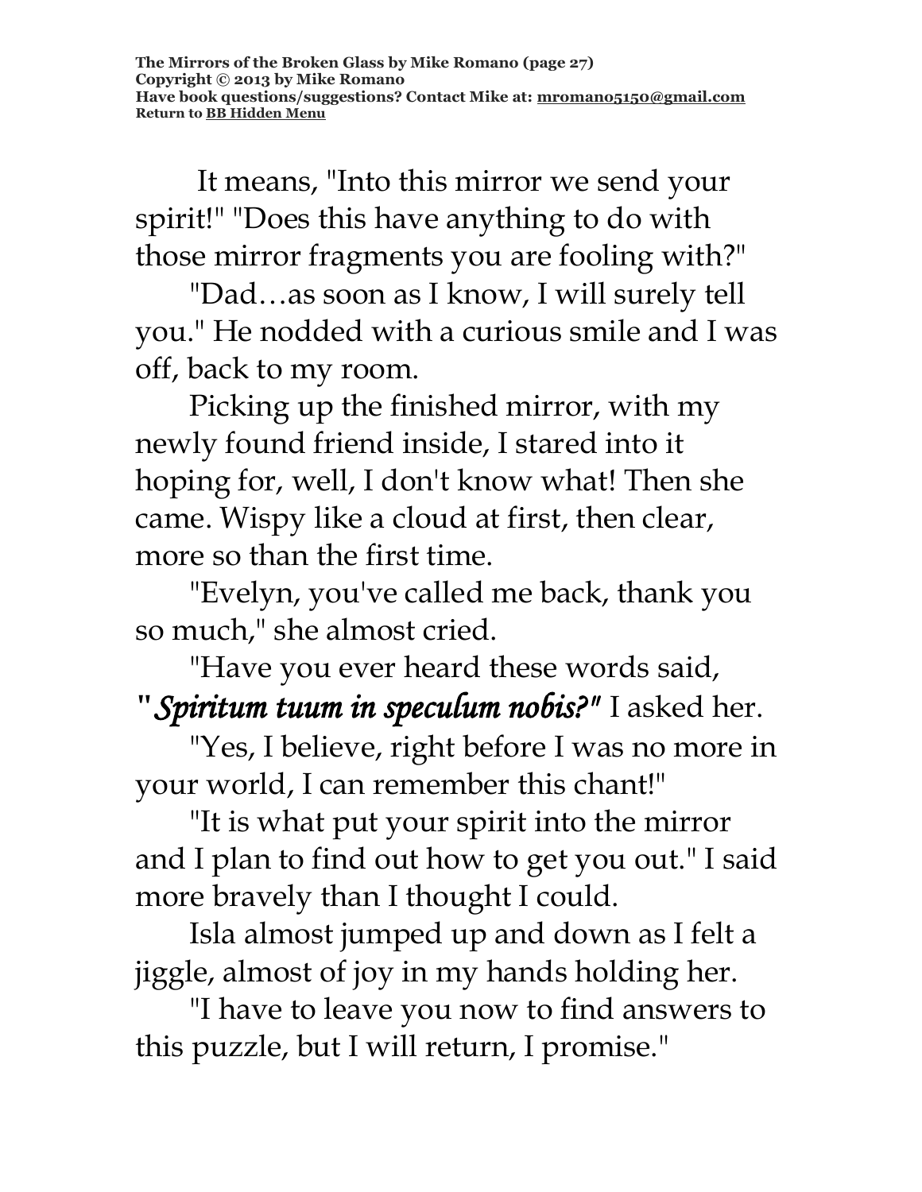It means, "Into this mirror we send your spirit!" "Does this have anything to do with those mirror fragments you are fooling with?"

"Dad…as soon as I know, I will surely tell you." He nodded with a curious smile and I was off, back to my room.

Picking up the finished mirror, with my newly found friend inside, I stared into it hoping for, well, I don't know what! Then she came. Wispy like a cloud at first, then clear, more so than the first time.

"Evelyn, you've called me back, thank you so much," she almost cried.

"Have you ever heard these words said, ***"Spiritum tuum in speculum nobis?"*** I asked her.

"Yes, I believe, right before I was no more in your world, I can remember this chant!"

"It is what put your spirit into the mirror and I plan to find out how to get you out." I said more bravely than I thought I could.

Isla almost jumped up and down as I felt a jiggle, almost of joy in my hands holding her.

"I have to leave you now to find answers to this puzzle, but I will return, I promise."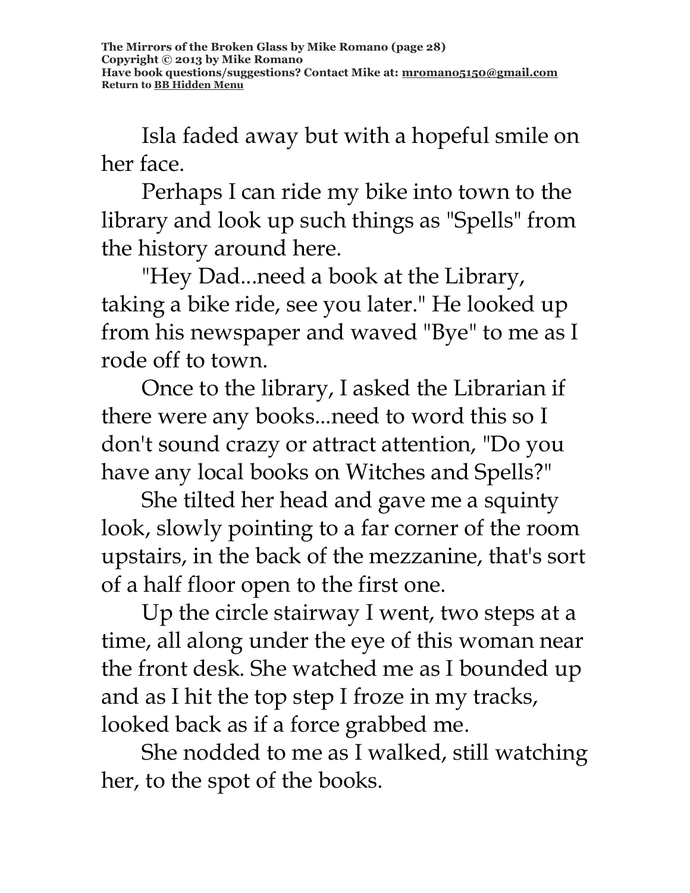Isla faded away but with a hopeful smile on her face.

Perhaps I can ride my bike into town to the library and look up such things as "Spells" from the history around here.

"Hey Dad...need a book at the Library, taking a bike ride, see you later." He looked up from his newspaper and waved "Bye" to me as I rode off to town.

Once to the library, I asked the Librarian if there were any books...need to word this so I don't sound crazy or attract attention, "Do you have any local books on Witches and Spells?"

She tilted her head and gave me a squinty look, slowly pointing to a far corner of the room upstairs, in the back of the mezzanine, that's sort of a half floor open to the first one.

Up the circle stairway I went, two steps at a time, all along under the eye of this woman near the front desk. She watched me as I bounded up and as I hit the top step I froze in my tracks, looked back as if a force grabbed me.

She nodded to me as I walked, still watching her, to the spot of the books.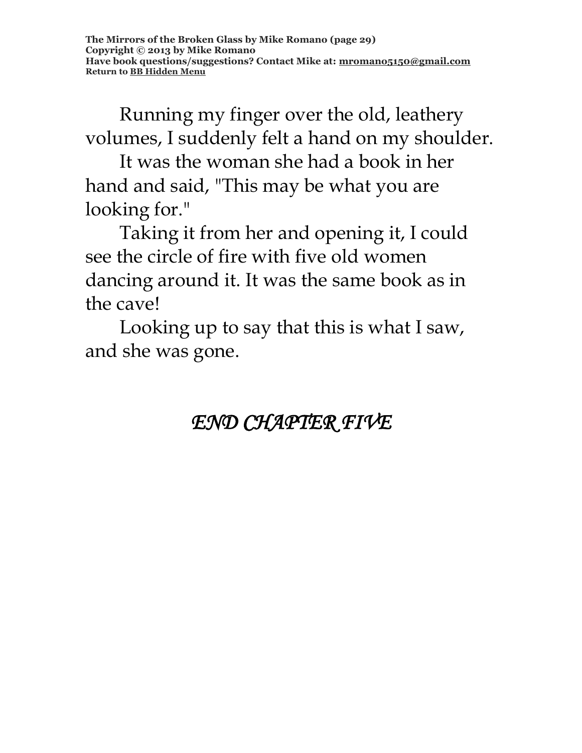Running my finger over the old, leathery volumes, I suddenly felt a hand on my shoulder.

It was the woman she had a book in her hand and said, "This may be what you are looking for."

Taking it from her and opening it, I could see the circle of fire with five old women dancing around it. It was the same book as in the cave!

Looking up to say that this is what I saw, and she was gone.

*END CHAPTER FIVE*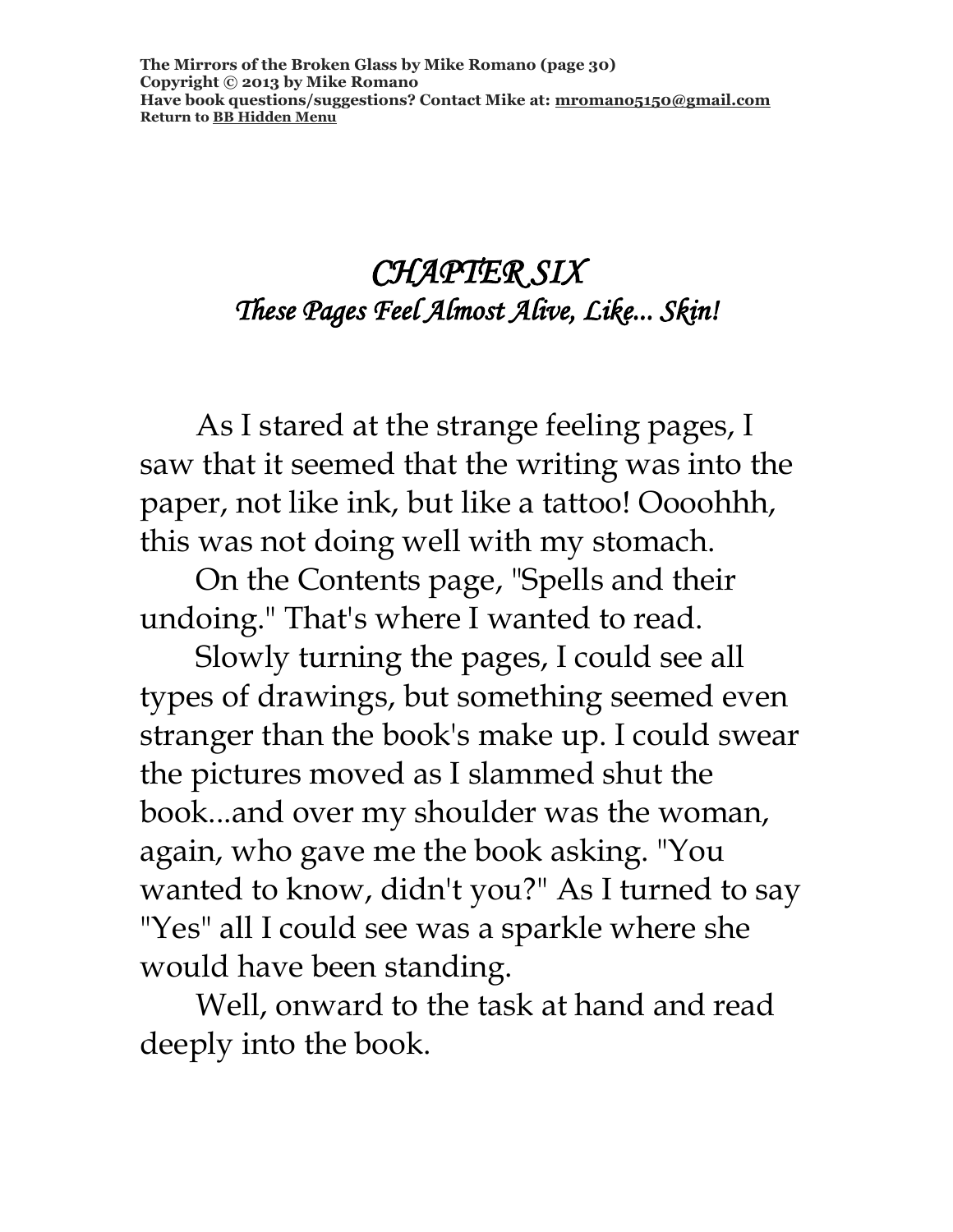# *CHAPTER SIX*
## *These Pages Feel Almost Alive, Like... Skin!*

As I stared at the strange feeling pages, I saw that it seemed that the writing was into the paper, not like ink, but like a tattoo! Oooohhh, this was not doing well with my stomach.

On the Contents page, "Spells and their undoing." That's where I wanted to read.

Slowly turning the pages, I could see all types of drawings, but something seemed even stranger than the book's make up. I could swear the pictures moved as I slammed shut the book...and over my shoulder was the woman, again, who gave me the book asking. "You wanted to know, didn't you?" As I turned to say "Yes" all I could see was a sparkle where she would have been standing.

Well, onward to the task at hand and read deeply into the book.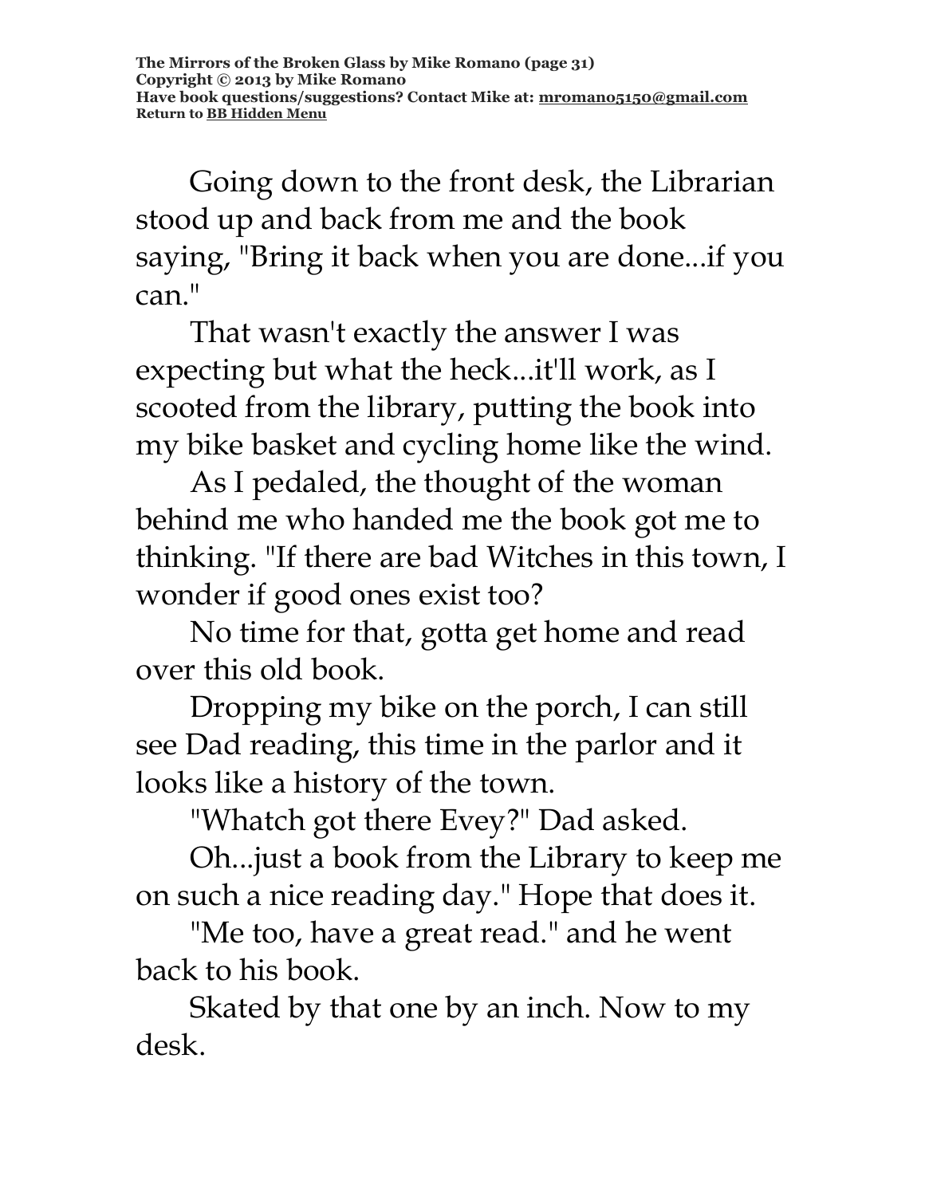Going down to the front desk, the Librarian stood up and back from me and the book saying, "Bring it back when you are done...if you can."

That wasn't exactly the answer I was expecting but what the heck...it'll work, as I scooted from the library, putting the book into my bike basket and cycling home like the wind.

As I pedaled, the thought of the woman behind me who handed me the book got me to thinking. "If there are bad Witches in this town, I wonder if good ones exist too?

No time for that, gotta get home and read over this old book.

Dropping my bike on the porch, I can still see Dad reading, this time in the parlor and it looks like a history of the town.

"Whatch got there Evey?" Dad asked.

Oh...just a book from the Library to keep me on such a nice reading day." Hope that does it.

"Me too, have a great read." and he went back to his book.

Skated by that one by an inch. Now to my desk.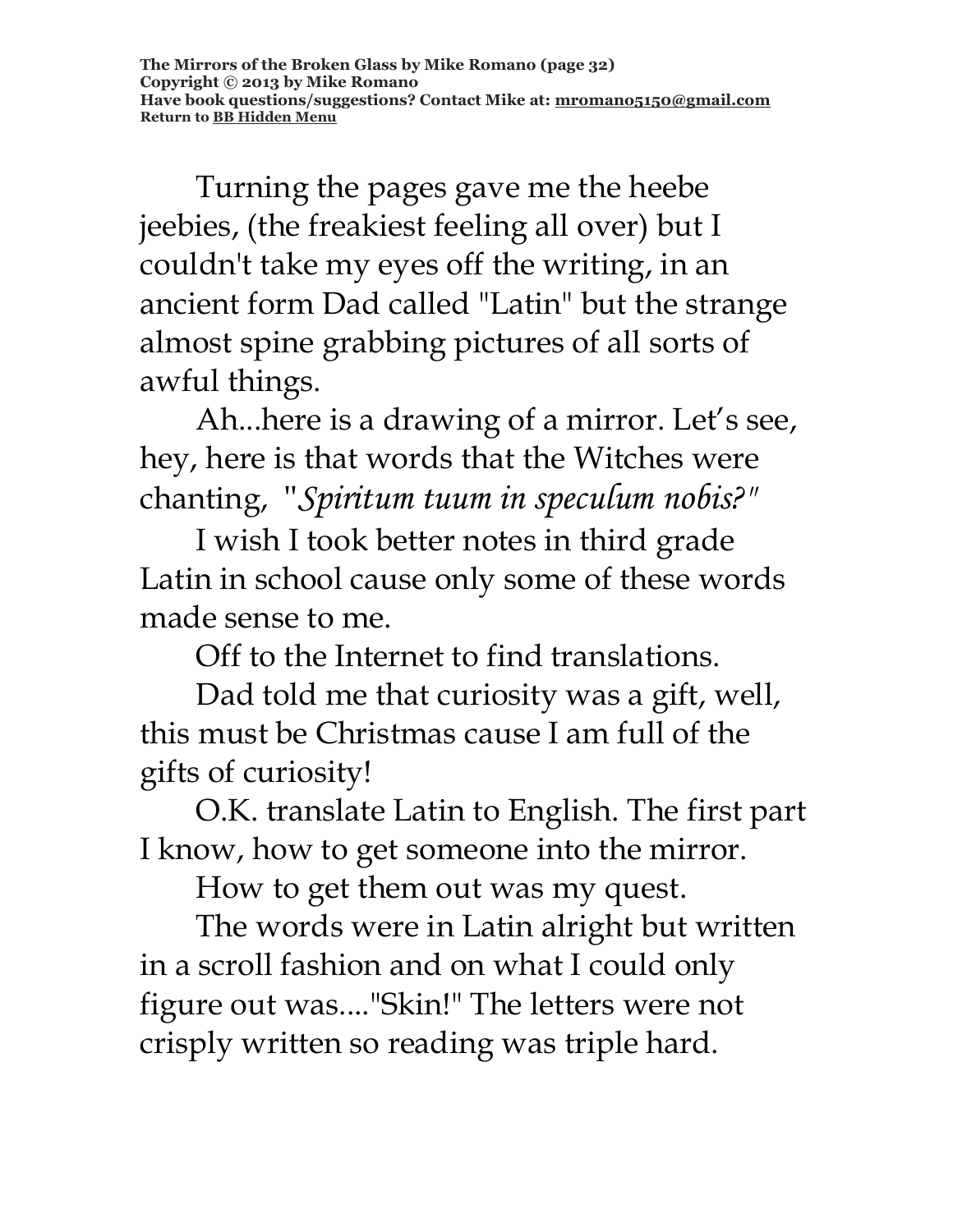Turning the pages gave me the heebe jeebies, (the freakiest feeling all over) but I couldn't take my eyes off the writing, in an ancient form Dad called "Latin" but the strange almost spine grabbing pictures of all sorts of awful things.

Ah...here is a drawing of a mirror. Let's see, hey, here is that words that the Witches were chanting, "*Spiritum tuum in speculum nobis?"*

I wish I took better notes in third grade Latin in school cause only some of these words made sense to me.

Off to the Internet to find translations.

Dad told me that curiosity was a gift, well, this must be Christmas cause I am full of the gifts of curiosity!

O.K. translate Latin to English. The first part I know, how to get someone into the mirror.

How to get them out was my quest.

The words were in Latin alright but written in a scroll fashion and on what I could only figure out was...."Skin!" The letters were not crisply written so reading was triple hard.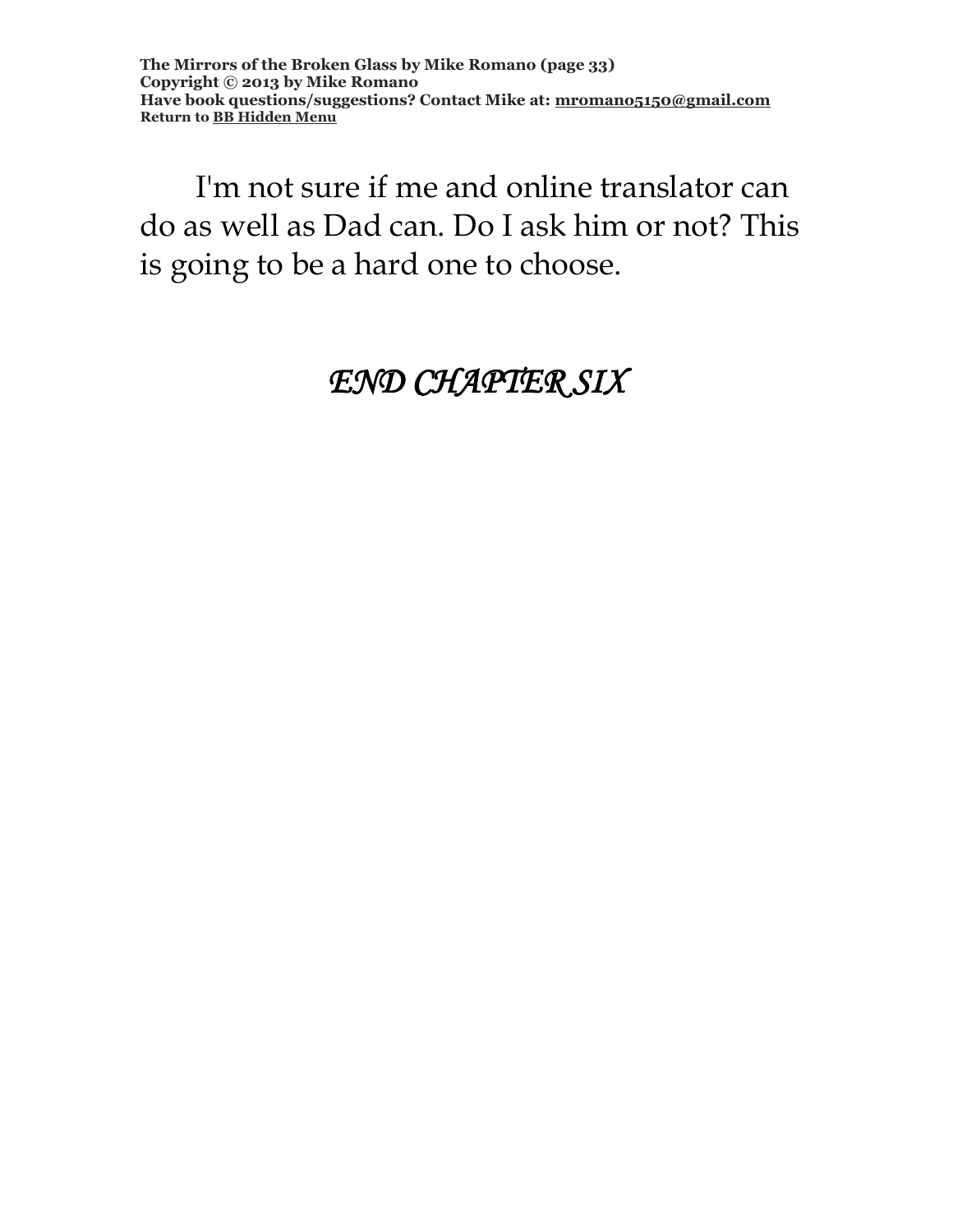I'm not sure if me and online translator can do as well as Dad can. Do I ask him or not? This is going to be a hard one to choose.

*END CHAPTER SIX*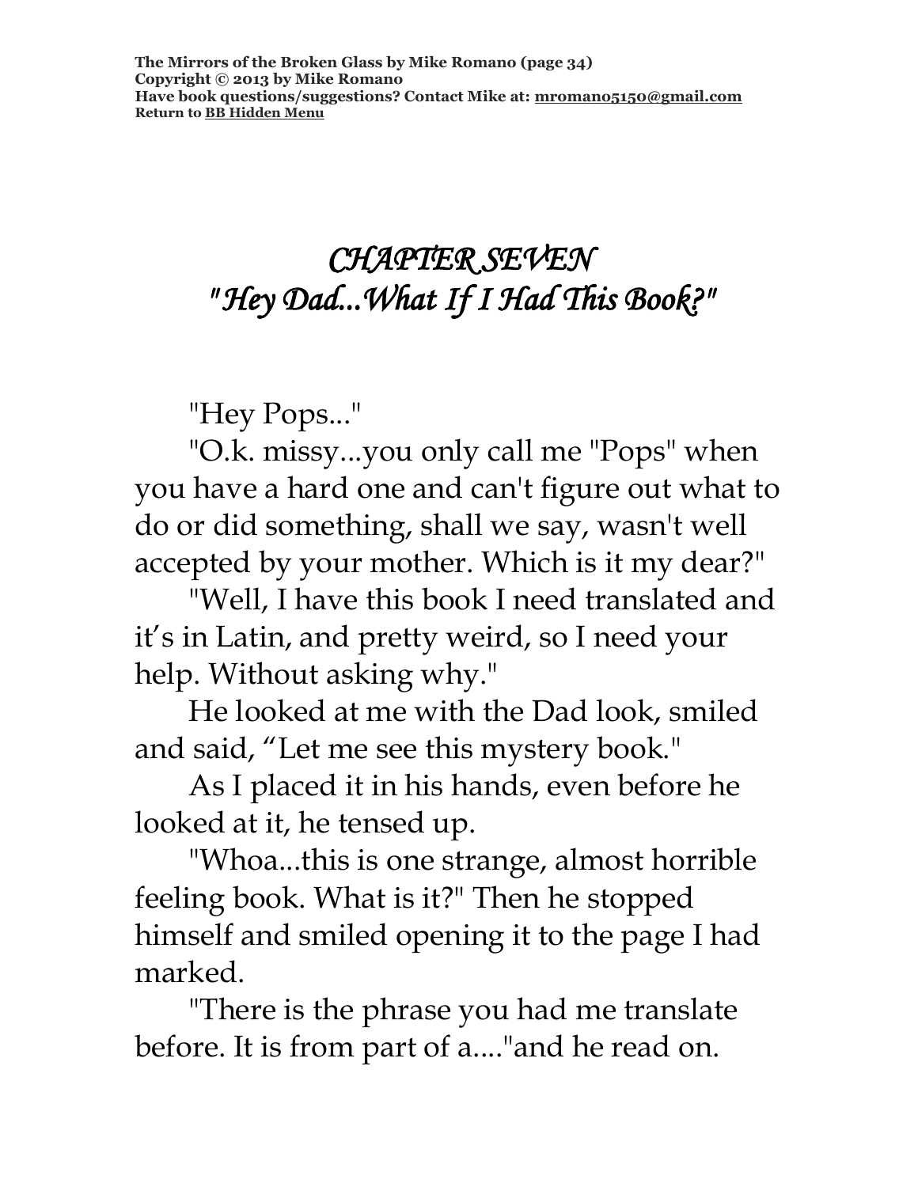# *CHAPTER SEVEN*
# *"Hey Dad...What If I Had This Book?"*

"Hey Pops..."

"O.k. missy...you only call me "Pops" when you have a hard one and can't figure out what to do or did something, shall we say, wasn't well accepted by your mother. Which is it my dear?"

"Well, I have this book I need translated and it's in Latin, and pretty weird, so I need your help. Without asking why."

He looked at me with the Dad look, smiled and said, "Let me see this mystery book."

As I placed it in his hands, even before he looked at it, he tensed up.

"Whoa...this is one strange, almost horrible feeling book. What is it?" Then he stopped himself and smiled opening it to the page I had marked.

"There is the phrase you had me translate before. It is from part of a...."and he read on.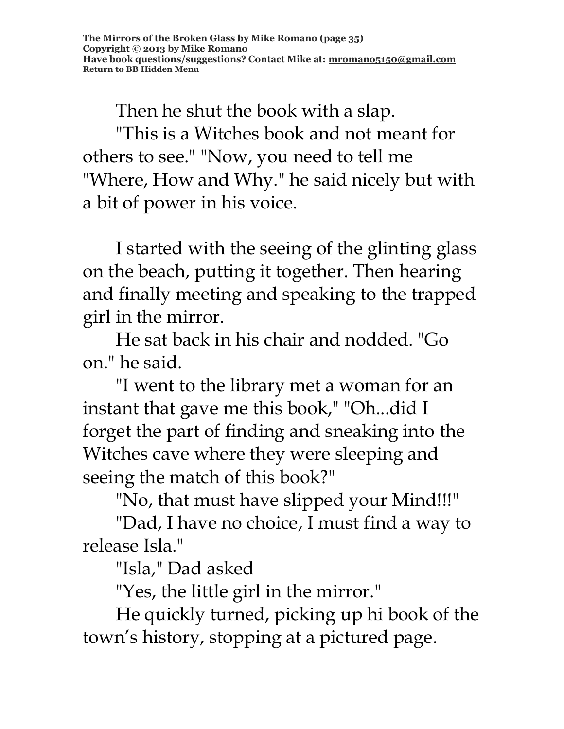Then he shut the book with a slap.

"This is a Witches book and not meant for others to see." "Now, you need to tell me "Where, How and Why." he said nicely but with a bit of power in his voice.

I started with the seeing of the glinting glass on the beach, putting it together. Then hearing and finally meeting and speaking to the trapped girl in the mirror.

He sat back in his chair and nodded. "Go on." he said.

"I went to the library met a woman for an instant that gave me this book," "Oh...did I forget the part of finding and sneaking into the Witches cave where they were sleeping and seeing the match of this book?"

"No, that must have slipped your Mind!!!"

"Dad, I have no choice, I must find a way to release Isla."

"Isla," Dad asked

"Yes, the little girl in the mirror."

He quickly turned, picking up hi book of the town's history, stopping at a pictured page.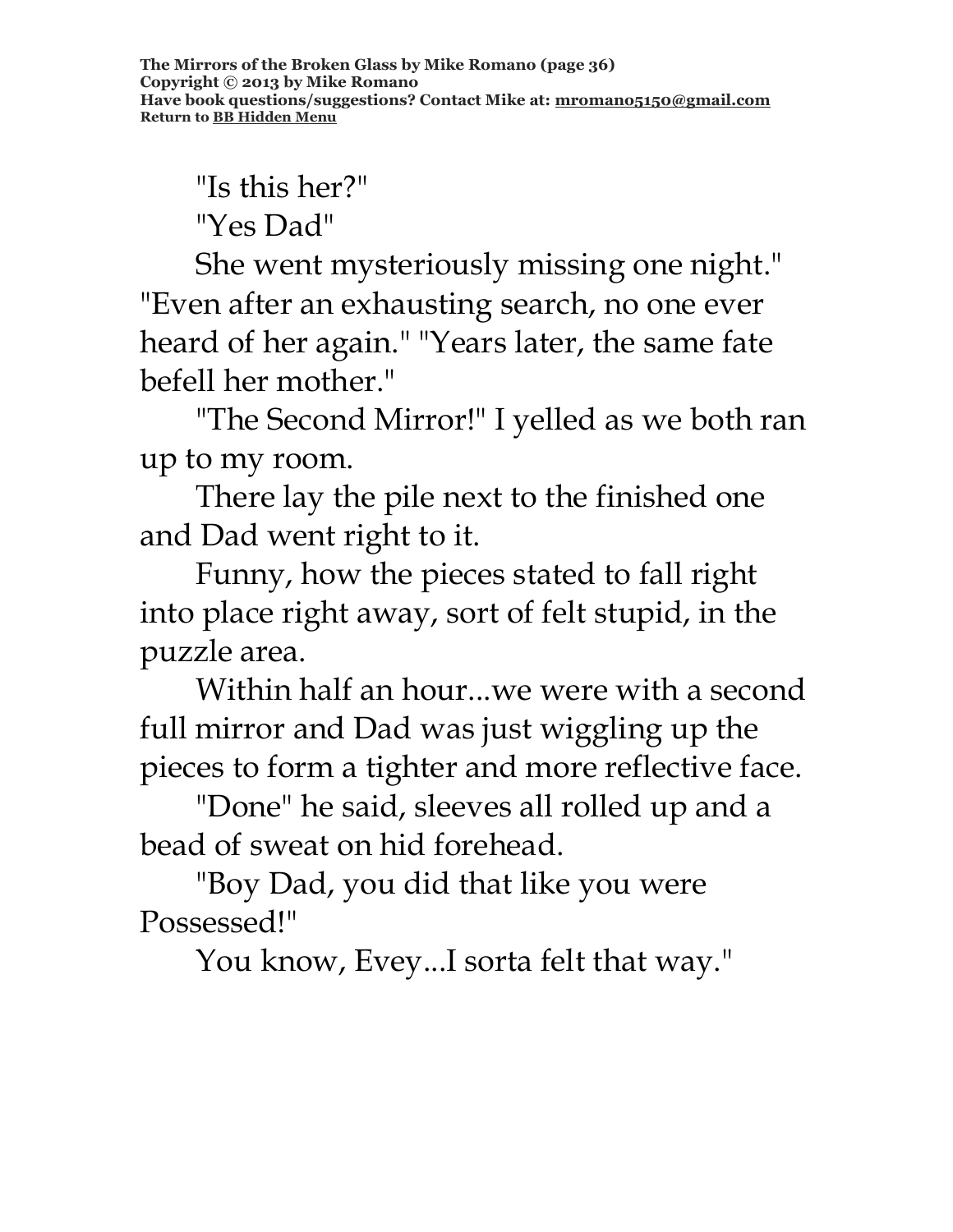"Is this her?"

"Yes Dad"

She went mysteriously missing one night." "Even after an exhausting search, no one ever heard of her again." "Years later, the same fate befell her mother."

"The Second Mirror!" I yelled as we both ran up to my room.

There lay the pile next to the finished one and Dad went right to it.

Funny, how the pieces stated to fall right into place right away, sort of felt stupid, in the puzzle area.

Within half an hour...we were with a second full mirror and Dad was just wiggling up the pieces to form a tighter and more reflective face.

"Done" he said, sleeves all rolled up and a bead of sweat on hid forehead.

"Boy Dad, you did that like you were Possessed!"

You know, Evey...I sorta felt that way."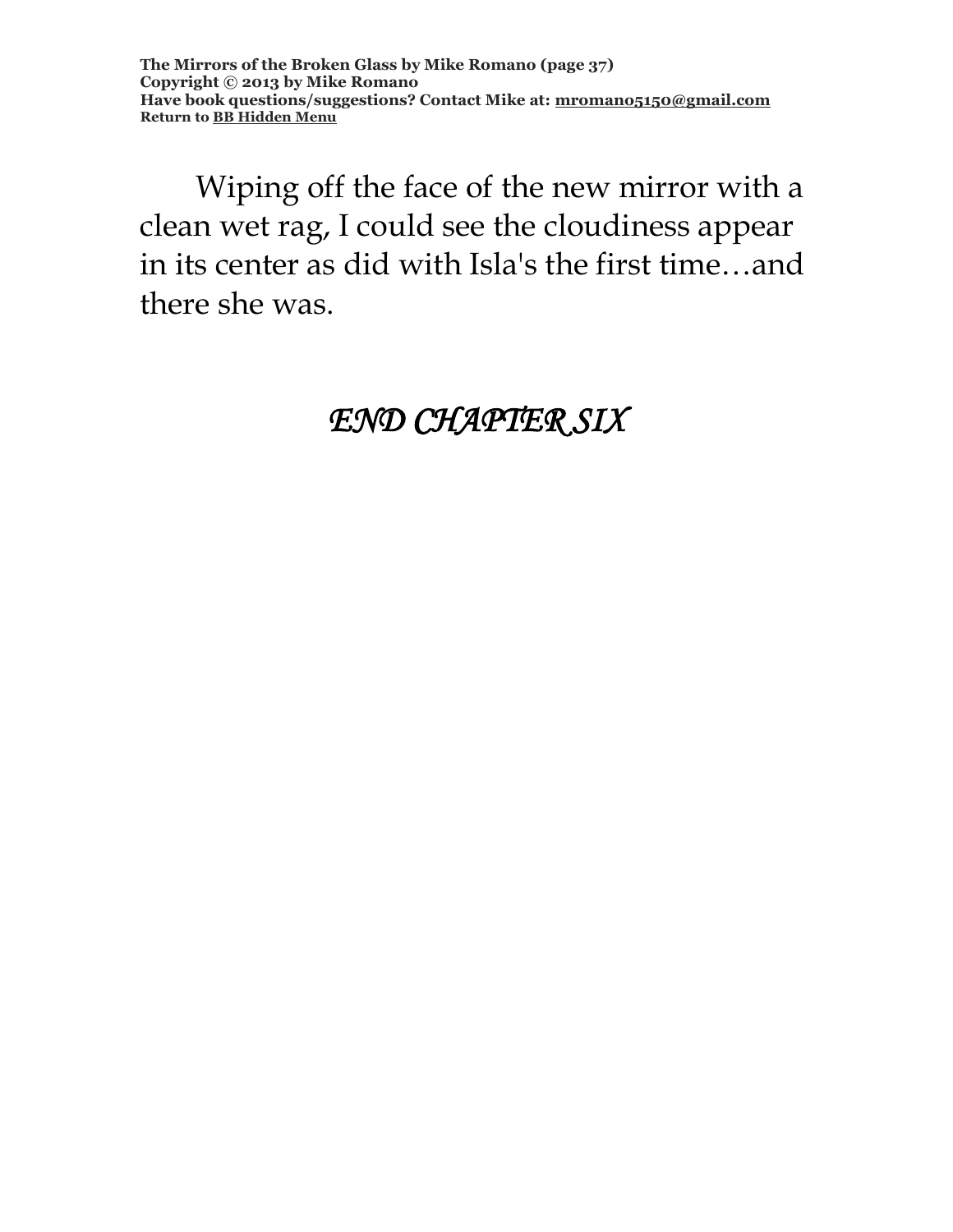Wiping off the face of the new mirror with a clean wet rag, I could see the cloudiness appear in its center as did with Isla's the first time…and there she was.

*END CHAPTER SIX*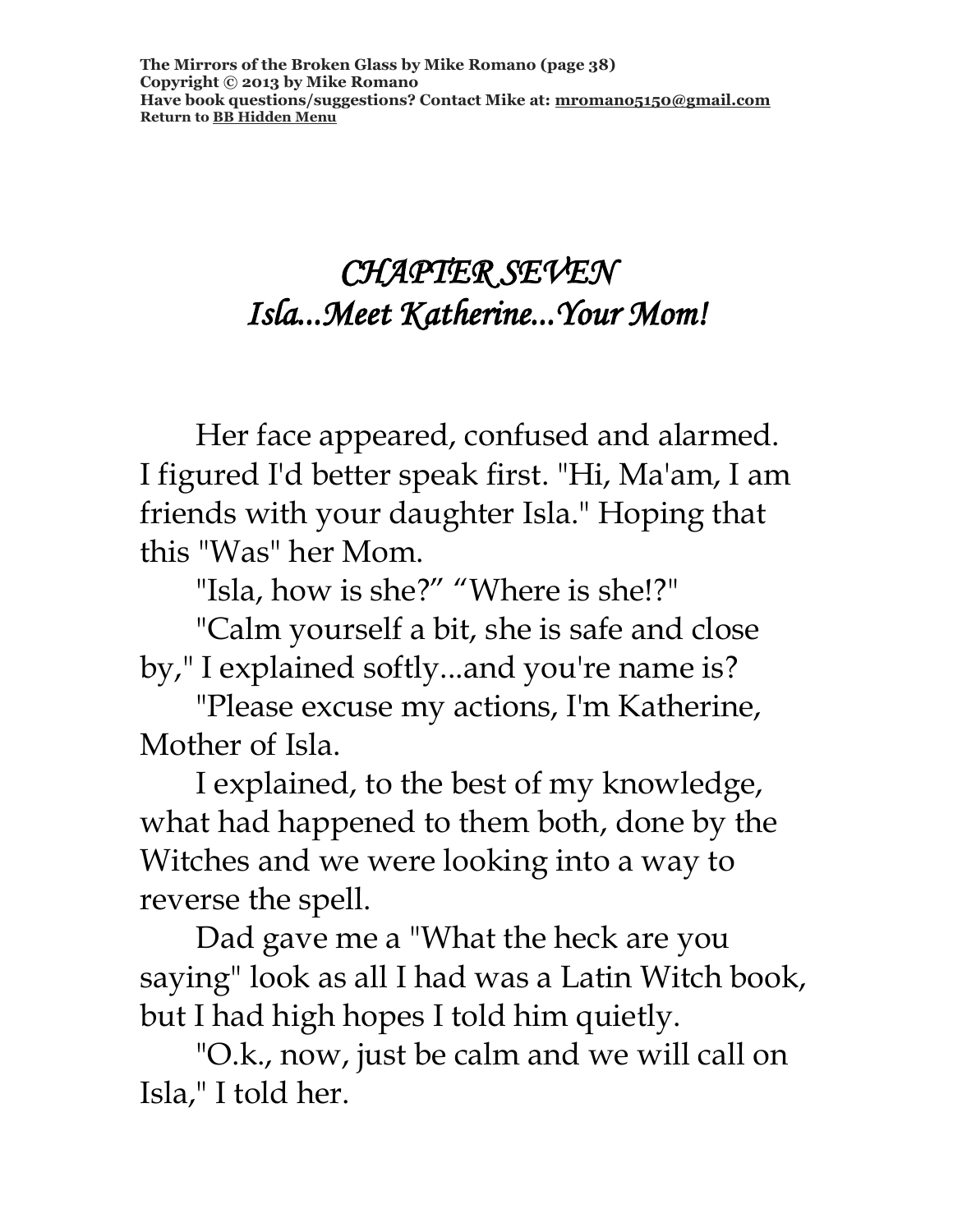# *CHAPTER SEVEN*
# *Isla...Meet Katherine...Your Mom!*

Her face appeared, confused and alarmed. I figured I'd better speak first. "Hi, Ma'am, I am friends with your daughter Isla." Hoping that this "Was" her Mom.

"Isla, how is she?" "Where is she!?"

"Calm yourself a bit, she is safe and close by," I explained softly...and you're name is?

"Please excuse my actions, I'm Katherine, Mother of Isla.

I explained, to the best of my knowledge, what had happened to them both, done by the Witches and we were looking into a way to reverse the spell.

Dad gave me a "What the heck are you saying" look as all I had was a Latin Witch book, but I had high hopes I told him quietly.

"O.k., now, just be calm and we will call on Isla," I told her.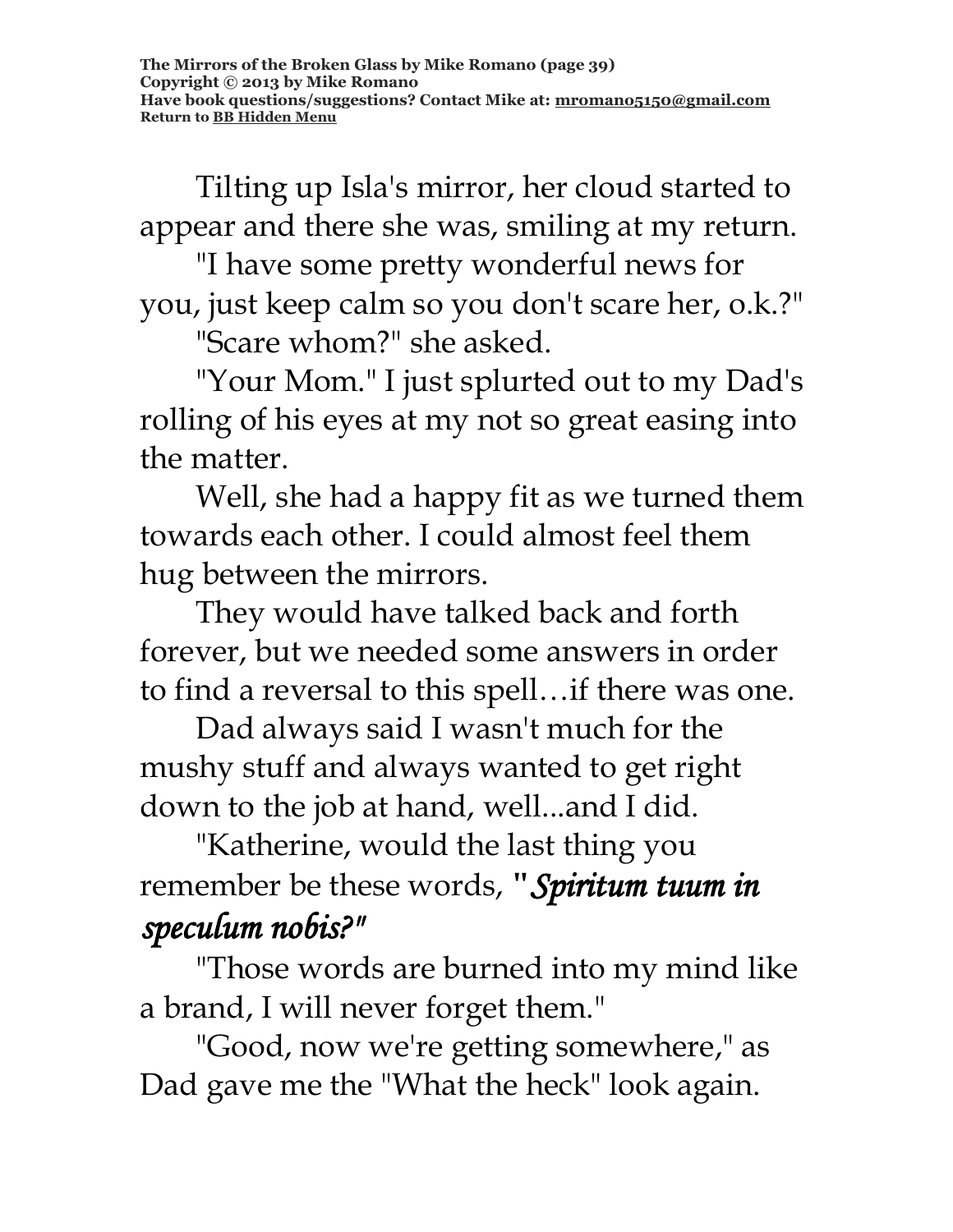Tilting up Isla's mirror, her cloud started to appear and there she was, smiling at my return.

"I have some pretty wonderful news for you, just keep calm so you don't scare her, o.k.?"

"Scare whom?" she asked.

"Your Mom." I just splurted out to my Dad's rolling of his eyes at my not so great easing into the matter.

Well, she had a happy fit as we turned them towards each other. I could almost feel them hug between the mirrors.

They would have talked back and forth forever, but we needed some answers in order to find a reversal to this spell…if there was one.

Dad always said I wasn't much for the mushy stuff and always wanted to get right down to the job at hand, well...and I did.

"Katherine, would the last thing you remember be these words, ***"Spiritum tuum in speculum nobis?"***

"Those words are burned into my mind like a brand, I will never forget them."

"Good, now we're getting somewhere," as Dad gave me the "What the heck" look again.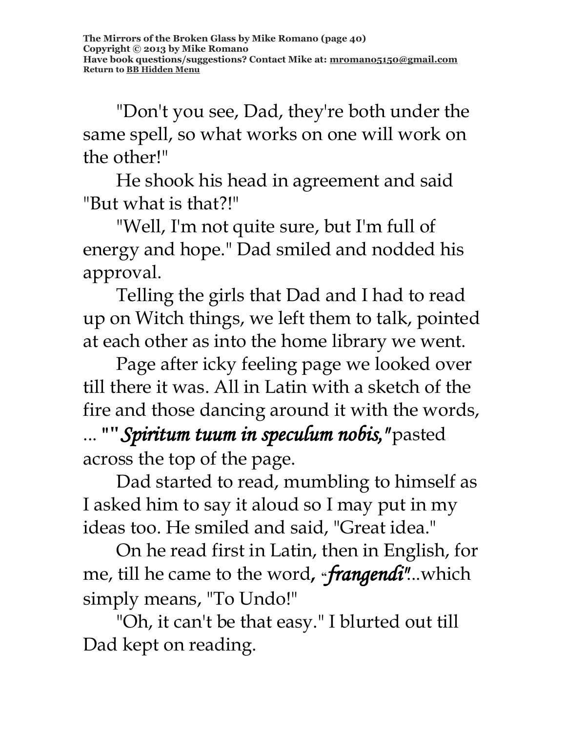"Don't you see, Dad, they're both under the same spell, so what works on one will work on the other!"

He shook his head in agreement and said "But what is that?!"

"Well, I'm not quite sure, but I'm full of energy and hope." Dad smiled and nodded his approval.

Telling the girls that Dad and I had to read up on Witch things, we left them to talk, pointed at each other as into the home library we went.

Page after icky feeling page we looked over till there it was. All in Latin with a sketch of the fire and those dancing around it with the words, ... **""*Spiritum tuum in speculum nobis,"*** pasted across the top of the page.

Dad started to read, mumbling to himself as I asked him to say it aloud so I may put in my ideas too. He smiled and said, "Great idea."

On he read first in Latin, then in English, for me, till he came to the word, "***frangendi***"...which simply means, "To Undo!"

"Oh, it can't be that easy." I blurted out till Dad kept on reading.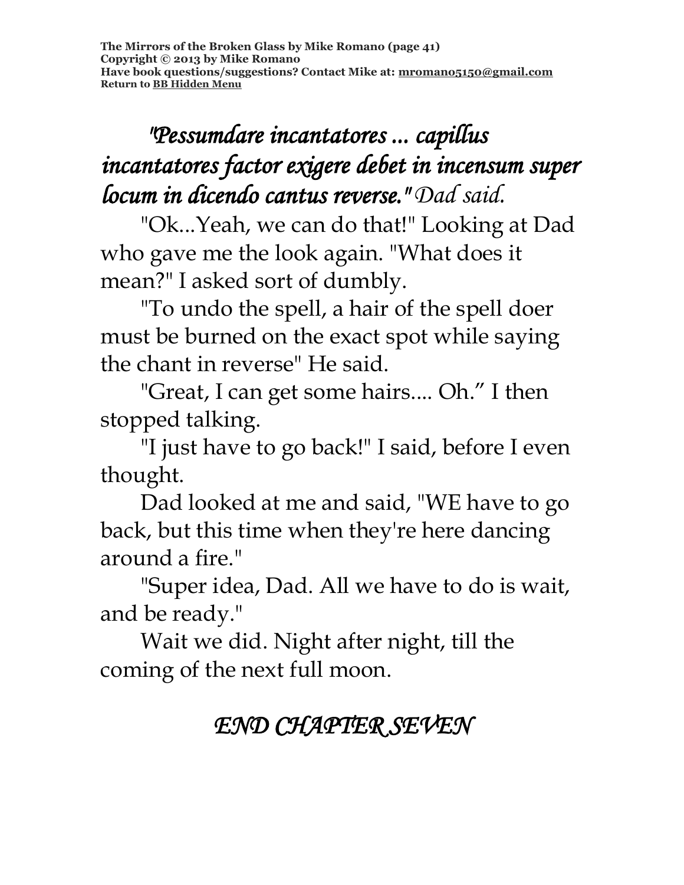*"Pessumdare incantatores ... capillus incantatores factor exigere debet in incensum super locum in dicendo cantus reverse." Dad said.*

"Ok...Yeah, we can do that!" Looking at Dad who gave me the look again. "What does it mean?" I asked sort of dumbly.

"To undo the spell, a hair of the spell doer must be burned on the exact spot while saying the chant in reverse" He said.

"Great, I can get some hairs.... Oh." I then stopped talking.

"I just have to go back!" I said, before I even thought.

Dad looked at me and said, "WE have to go back, but this time when they're here dancing around a fire."

"Super idea, Dad. All we have to do is wait, and be ready."

Wait we did. Night after night, till the coming of the next full moon.

*END CHAPTER SEVEN*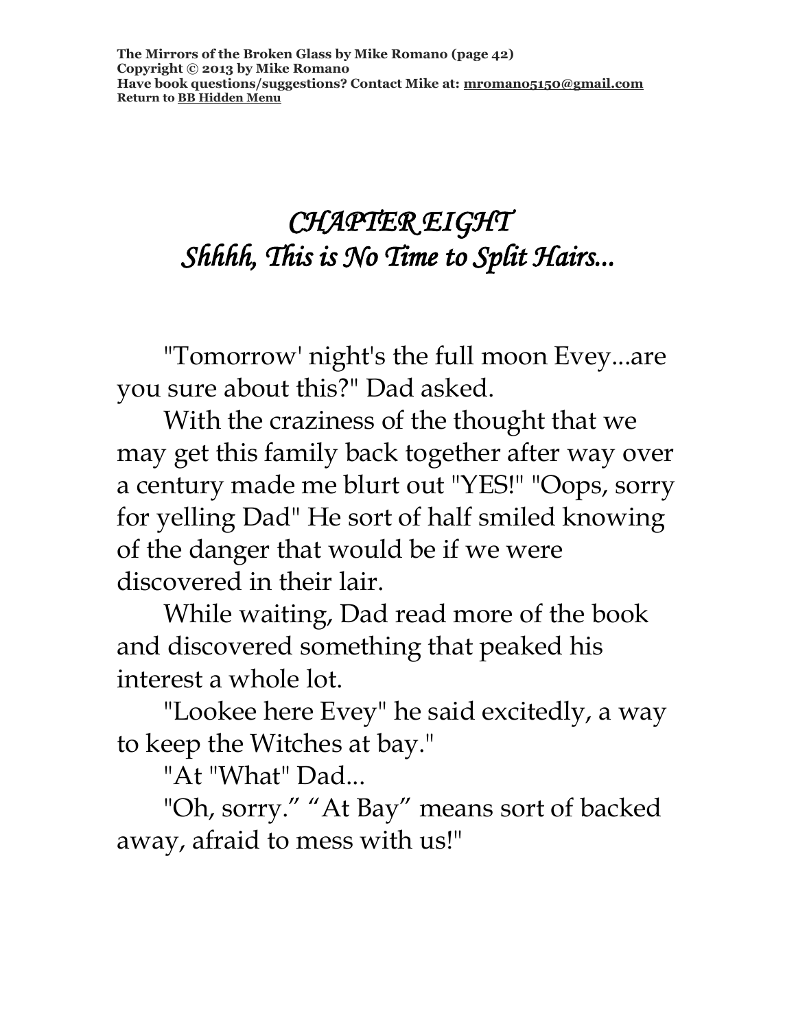# *CHAPTER EIGHT*
## *Shhhh, This is No Time to Split Hairs...*

"Tomorrow' night's the full moon Evey...are you sure about this?" Dad asked.

With the craziness of the thought that we may get this family back together after way over a century made me blurt out "YES!" "Oops, sorry for yelling Dad" He sort of half smiled knowing of the danger that would be if we were discovered in their lair.

While waiting, Dad read more of the book and discovered something that peaked his interest a whole lot.

"Lookee here Evey" he said excitedly, a way to keep the Witches at bay."

"At "What" Dad...

"Oh, sorry." "At Bay" means sort of backed away, afraid to mess with us!"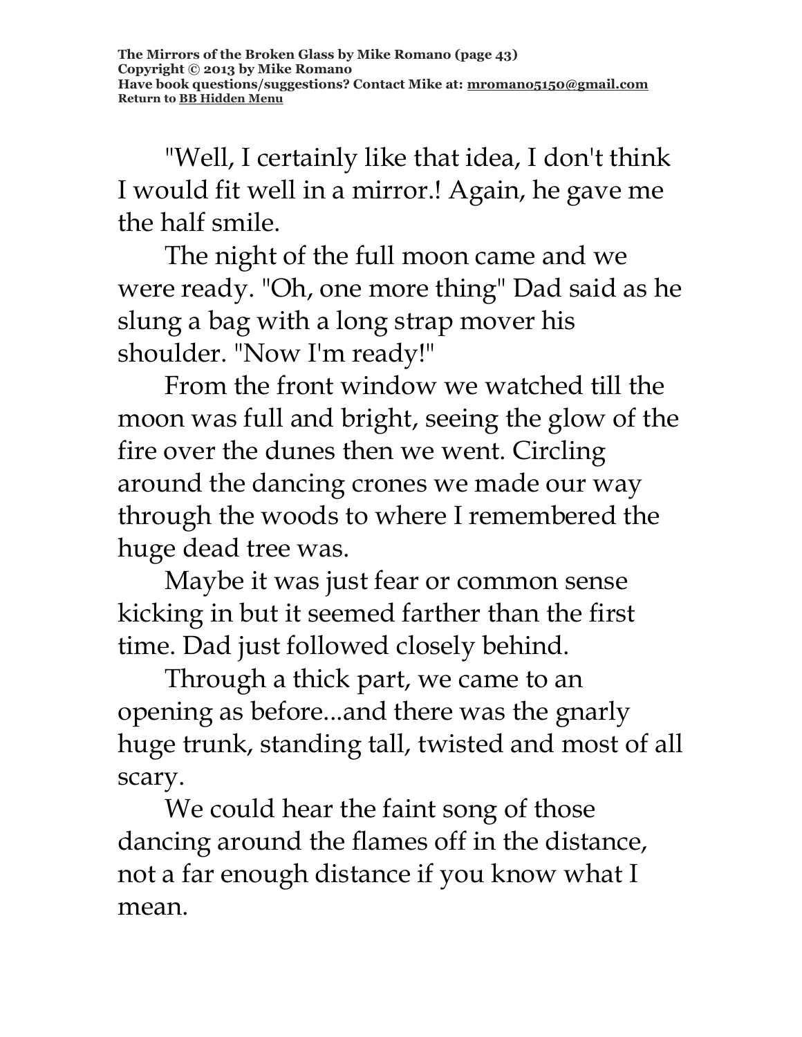"Well, I certainly like that idea, I don't think I would fit well in a mirror.! Again, he gave me the half smile.

The night of the full moon came and we were ready. "Oh, one more thing" Dad said as he slung a bag with a long strap mover his shoulder. "Now I'm ready!"

From the front window we watched till the moon was full and bright, seeing the glow of the fire over the dunes then we went. Circling around the dancing crones we made our way through the woods to where I remembered the huge dead tree was.

Maybe it was just fear or common sense kicking in but it seemed farther than the first time. Dad just followed closely behind.

Through a thick part, we came to an opening as before...and there was the gnarly huge trunk, standing tall, twisted and most of all scary.

We could hear the faint song of those dancing around the flames off in the distance, not a far enough distance if you know what I mean.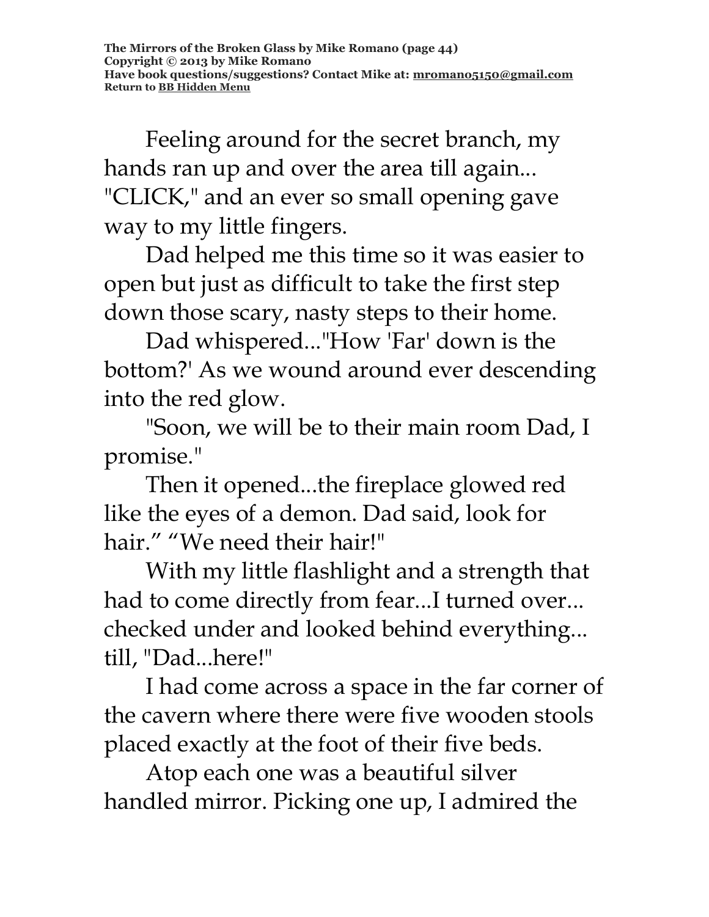Feeling around for the secret branch, my hands ran up and over the area till again... "CLICK," and an ever so small opening gave way to my little fingers.

Dad helped me this time so it was easier to open but just as difficult to take the first step down those scary, nasty steps to their home.

Dad whispered..."How 'Far' down is the bottom?' As we wound around ever descending into the red glow.

"Soon, we will be to their main room Dad, I promise."

Then it opened...the fireplace glowed red like the eyes of a demon. Dad said, look for hair." "We need their hair!"

With my little flashlight and a strength that had to come directly from fear...I turned over... checked under and looked behind everything... till, "Dad...here!"

I had come across a space in the far corner of the cavern where there were five wooden stools placed exactly at the foot of their five beds.

Atop each one was a beautiful silver handled mirror. Picking one up, I admired the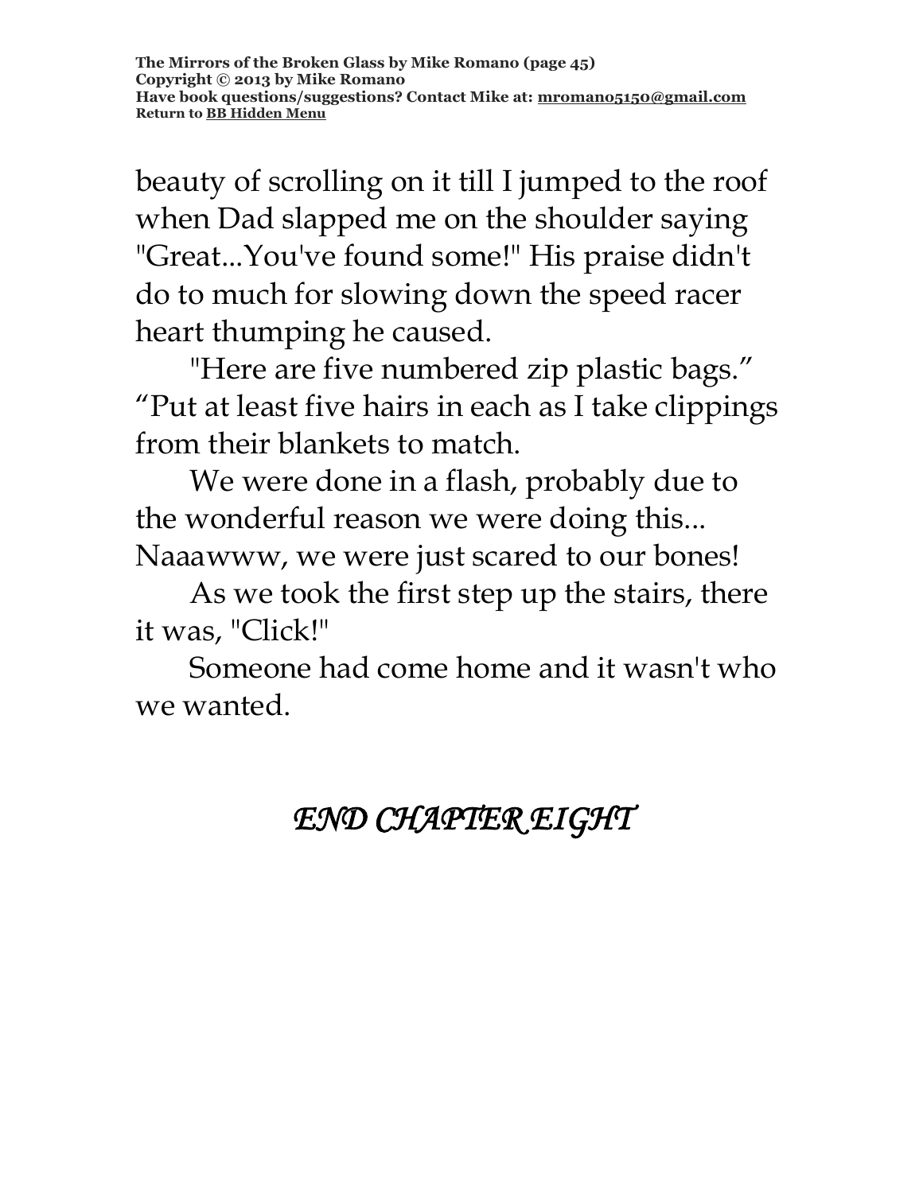beauty of scrolling on it till I jumped to the roof when Dad slapped me on the shoulder saying "Great...You've found some!" His praise didn't do to much for slowing down the speed racer heart thumping he caused.

"Here are five numbered zip plastic bags." "Put at least five hairs in each as I take clippings from their blankets to match.

We were done in a flash, probably due to the wonderful reason we were doing this... Naaawww, we were just scared to our bones!

As we took the first step up the stairs, there it was, "Click!"

Someone had come home and it wasn't who we wanted.

*END CHAPTER EIGHT*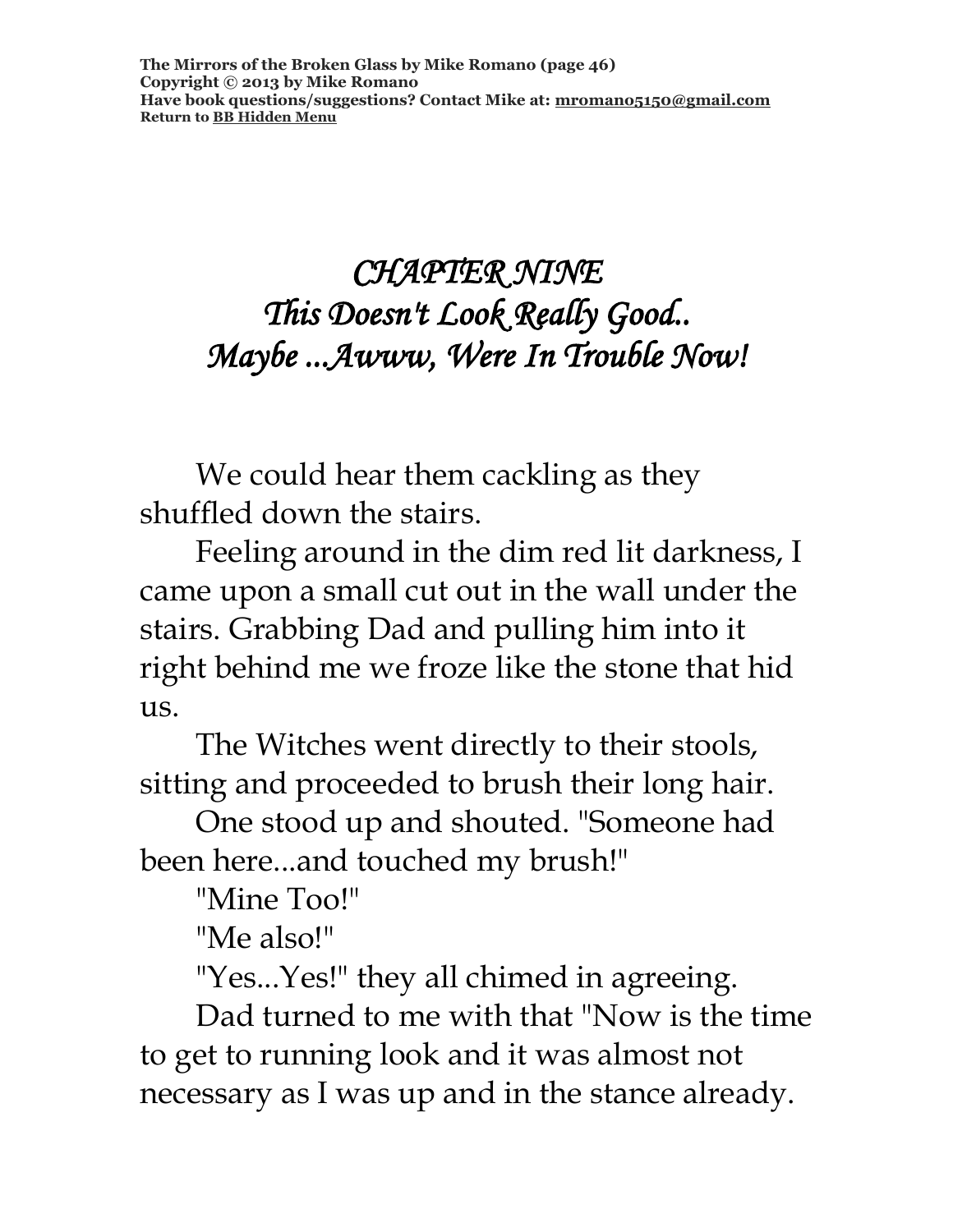# *CHAPTER NINE*
# *This Doesn't Look Really Good.. Maybe ...Awww, Were In Trouble Now!*

We could hear them cackling as they shuffled down the stairs.

Feeling around in the dim red lit darkness, I came upon a small cut out in the wall under the stairs. Grabbing Dad and pulling him into it right behind me we froze like the stone that hid us.

The Witches went directly to their stools, sitting and proceeded to brush their long hair.

One stood up and shouted. "Someone had been here...and touched my brush!"

"Mine Too!"

"Me also!"

"Yes...Yes!" they all chimed in agreeing.

Dad turned to me with that "Now is the time to get to running look and it was almost not necessary as I was up and in the stance already.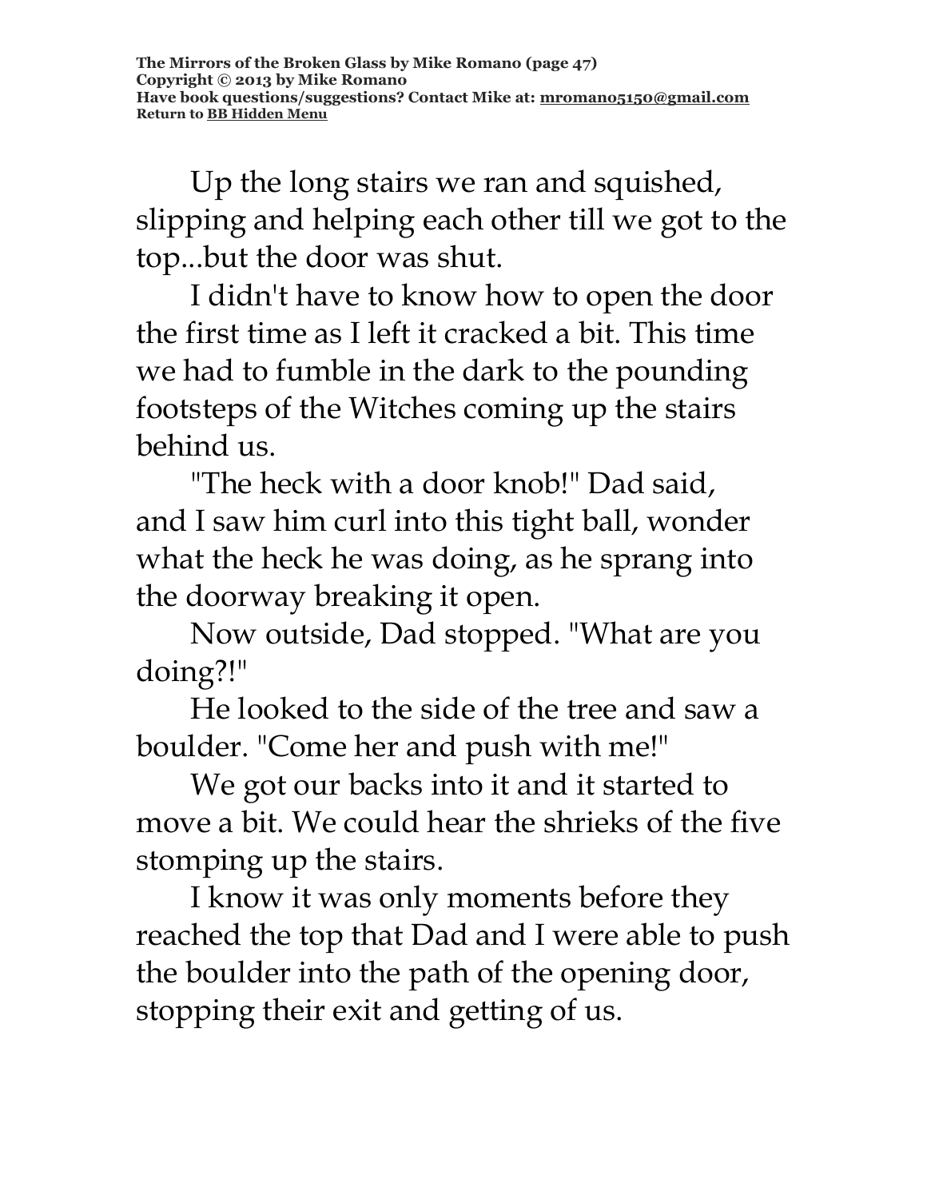Up the long stairs we ran and squished, slipping and helping each other till we got to the top...but the door was shut.

I didn't have to know how to open the door the first time as I left it cracked a bit. This time we had to fumble in the dark to the pounding footsteps of the Witches coming up the stairs behind us.

"The heck with a door knob!" Dad said, and I saw him curl into this tight ball, wonder what the heck he was doing, as he sprang into the doorway breaking it open.

Now outside, Dad stopped. "What are you doing?!"

He looked to the side of the tree and saw a boulder. "Come her and push with me!"

We got our backs into it and it started to move a bit. We could hear the shrieks of the five stomping up the stairs.

I know it was only moments before they reached the top that Dad and I were able to push the boulder into the path of the opening door, stopping their exit and getting of us.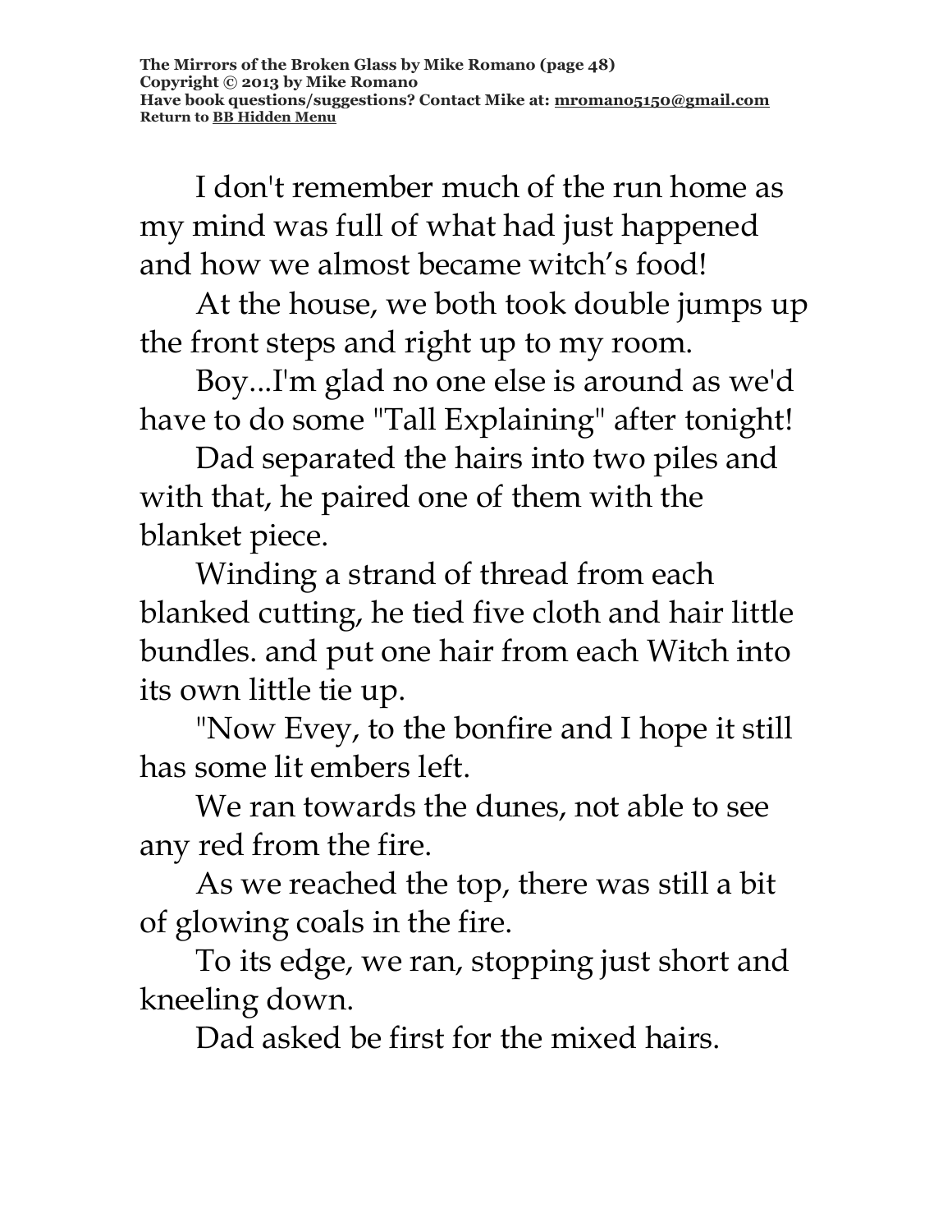I don't remember much of the run home as my mind was full of what had just happened and how we almost became witch’s food!

At the house, we both took double jumps up the front steps and right up to my room.

Boy...I'm glad no one else is around as we'd have to do some "Tall Explaining" after tonight!

Dad separated the hairs into two piles and with that, he paired one of them with the blanket piece.

Winding a strand of thread from each blanked cutting, he tied five cloth and hair little bundles. and put one hair from each Witch into its own little tie up.

"Now Evey, to the bonfire and I hope it still has some lit embers left.

We ran towards the dunes, not able to see any red from the fire.

As we reached the top, there was still a bit of glowing coals in the fire.

To its edge, we ran, stopping just short and kneeling down.

Dad asked be first for the mixed hairs.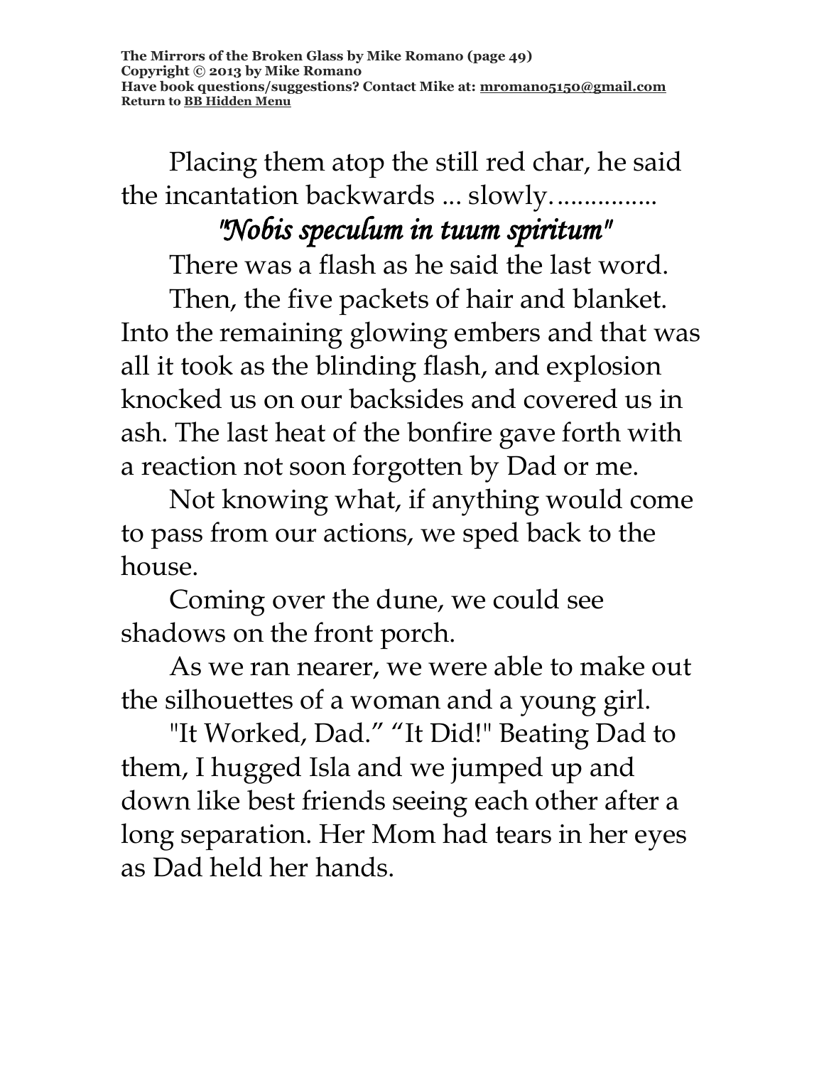Placing them atop the still red char, he said the incantation backwards ... slowly…............

*"Nobis speculum in tuum spiritum"*

There was a flash as he said the last word.

Then, the five packets of hair and blanket. Into the remaining glowing embers and that was all it took as the blinding flash, and explosion knocked us on our backsides and covered us in ash. The last heat of the bonfire gave forth with a reaction not soon forgotten by Dad or me.

Not knowing what, if anything would come to pass from our actions, we sped back to the house.

Coming over the dune, we could see shadows on the front porch.

As we ran nearer, we were able to make out the silhouettes of a woman and a young girl.

"It Worked, Dad." "It Did!" Beating Dad to them, I hugged Isla and we jumped up and down like best friends seeing each other after a long separation. Her Mom had tears in her eyes as Dad held her hands.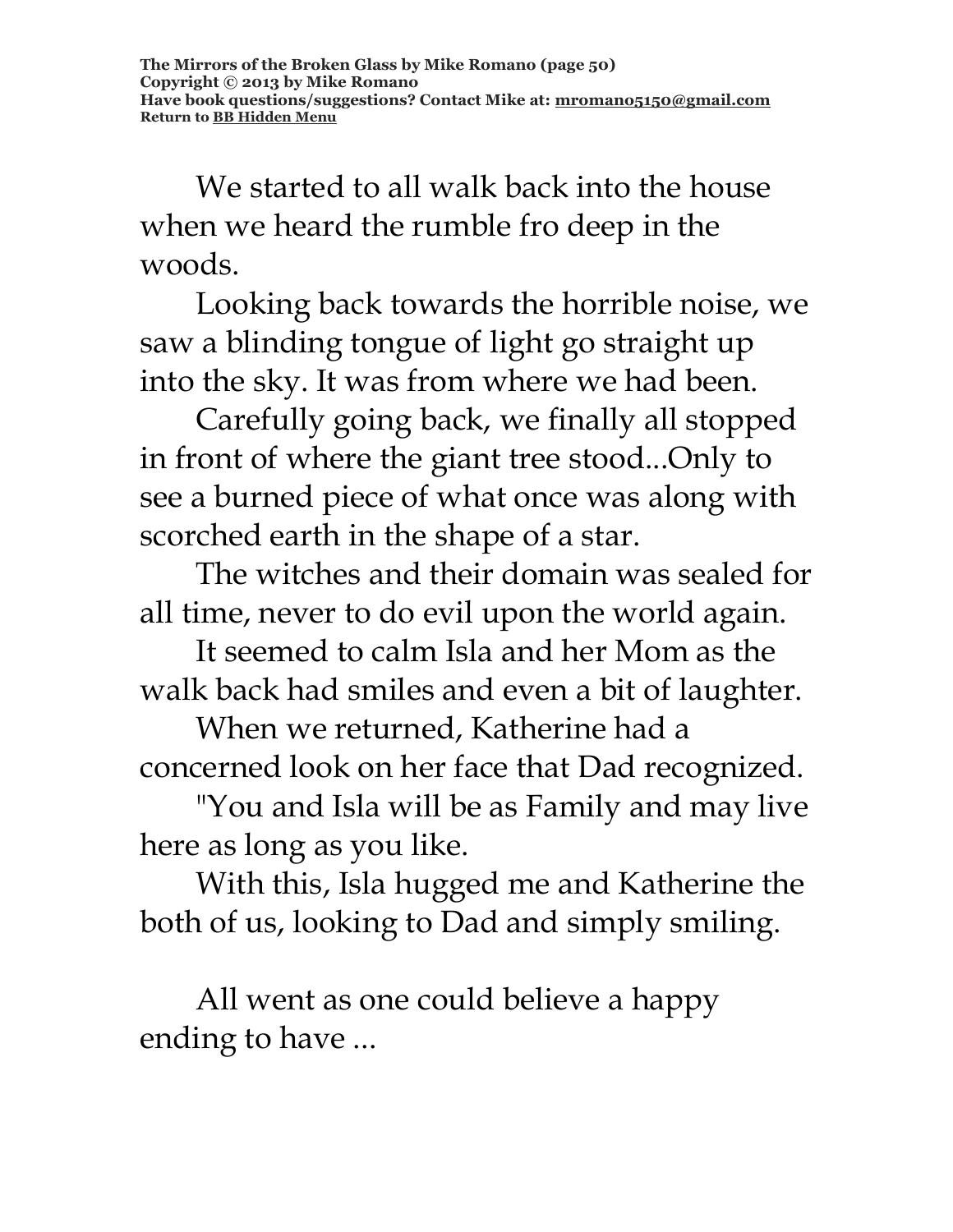We started to all walk back into the house when we heard the rumble fro deep in the woods.

Looking back towards the horrible noise, we saw a blinding tongue of light go straight up into the sky. It was from where we had been.

Carefully going back, we finally all stopped in front of where the giant tree stood...Only to see a burned piece of what once was along with scorched earth in the shape of a star.

The witches and their domain was sealed for all time, never to do evil upon the world again.

It seemed to calm Isla and her Mom as the walk back had smiles and even a bit of laughter.

When we returned, Katherine had a concerned look on her face that Dad recognized.

"You and Isla will be as Family and may live here as long as you like.

With this, Isla hugged me and Katherine the both of us, looking to Dad and simply smiling.

All went as one could believe a happy ending to have ...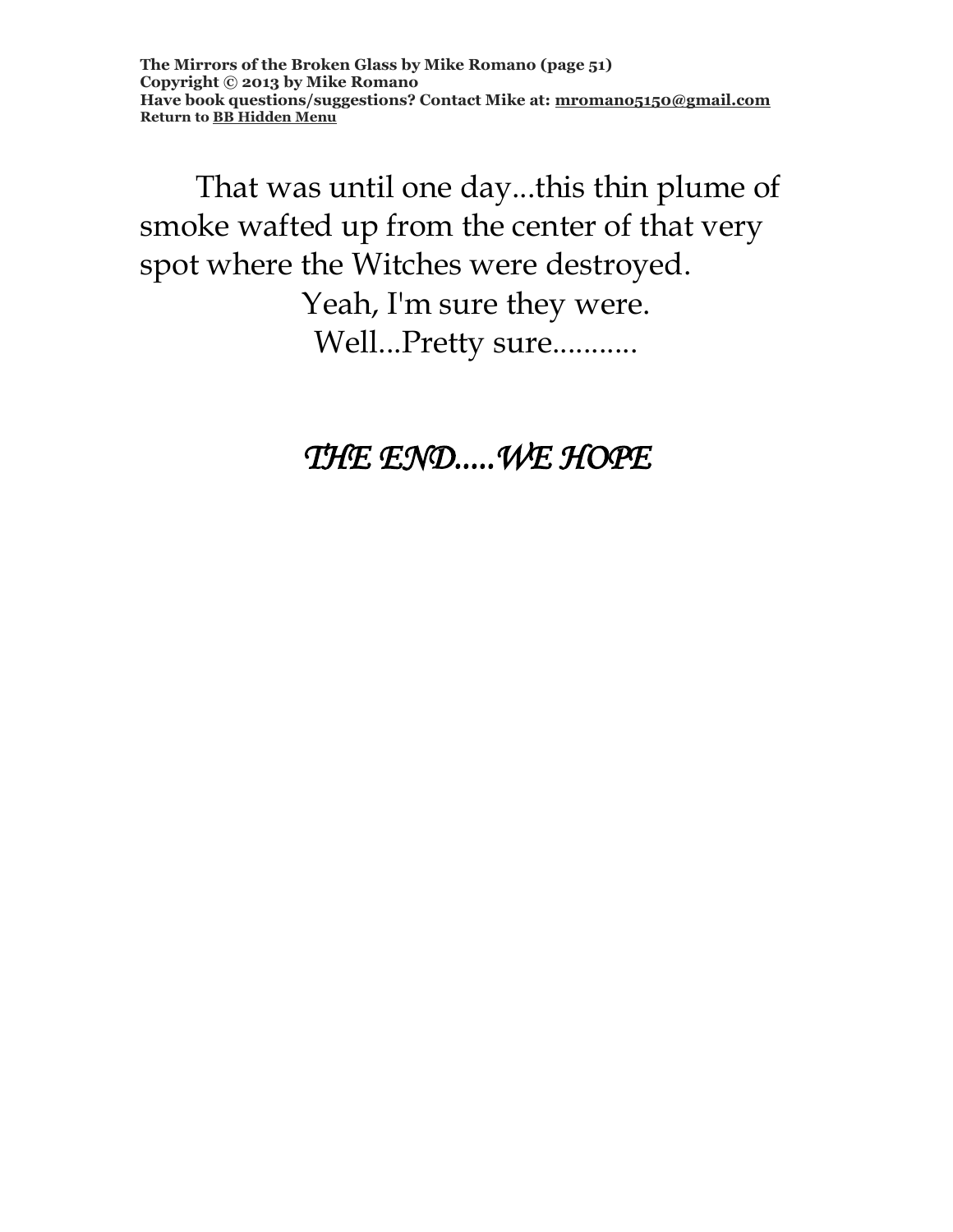That was until one day...this thin plume of smoke wafted up from the center of that very spot where the Witches were destroyed.

Yeah, I'm sure they were.

Well...Pretty sure...........

*THE END.....WE HOPE*